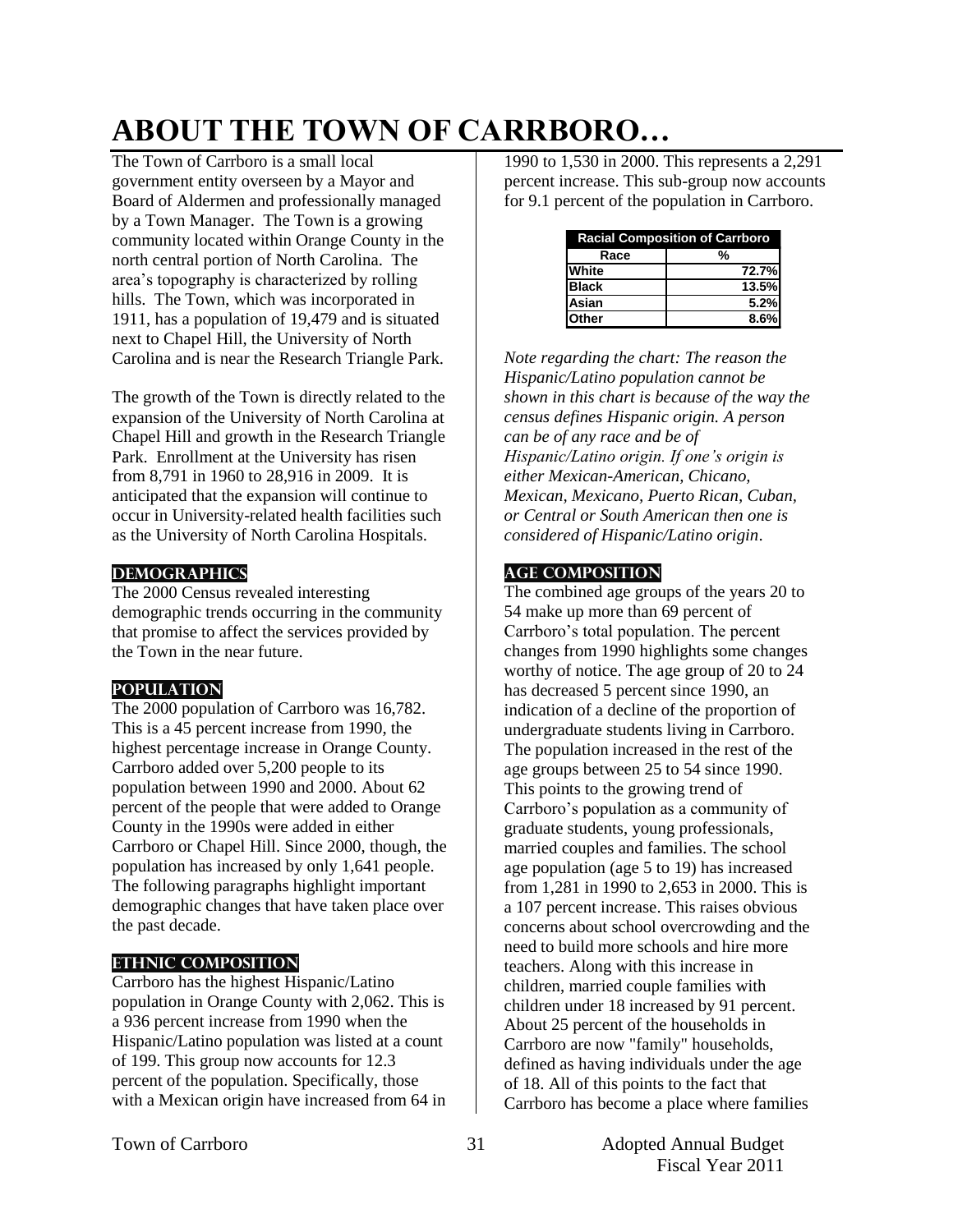# ABOUT THE TOWN OF CARRBORO…

The Town of Carrboro is a small local government entity overseen by a Mayor and Board of Aldermen and professionally managed by a Town Manager. The Town is a growing community located within Orange County in the north central portion of North Carolina. The area's topography is characterized by rolling hills. The Town, which was incorporated in 1911, has a population of 19,479 and is situated next to Chapel Hill, the University of North Carolina and is near the Research Triangle Park.

The growth of the Town is directly related to the expansion of the University of North Carolina at Chapel Hill and growth in the Research Triangle Park. Enrollment at the University has risen from 8,791 in 1960 to 28,916 in 2009. It is anticipated that the expansion will continue to occur in University-related health facilities such as the University of North Carolina Hospitals.

## DEMOGRAPHICS

The 2000 Census revealed interesting demographic trends occurring in the community that promise to affect the services provided by the Town in the near future.

## POPULATION

The 2000 population of Carrboro was 16,782. This is a 45 percent increase from 1990, the highest percentage increase in Orange County. Carrboro added over 5,200 people to its population between 1990 and 2000. About 62 percent of the people that were added to Orange County in the 1990s were added in either Carrboro or Chapel Hill. Since 2000, though, the population has increased by only 1,641 people. The following paragraphs highlight important demographic changes that have taken place over the past decade.

## ETHNIC COMPOSITION

Carrboro has the highest Hispanic/Latino population in Orange County with 2,062. This is a 936 percent increase from 1990 when the Hispanic/Latino population was listed at a count of 199. This group now accounts for 12.3 percent of the population. Specifically, those with a Mexican origin have increased from 64 in 1990 to 1,530 in 2000. This represents a 2,291 percent increase. This sub-group now accounts for 9.1 percent of the population in Carrboro.

| Racial Composition of Carrboro | |
|---|---|
| **Race** | **%** |
| White | 72.7% |
| Black | 13.5% |
| Asian | 5.2% |
| Other | 8.6% |

*Note regarding the chart: The reason the Hispanic/Latino population cannot be shown in this chart is because of the way the census defines Hispanic origin. A person can be of any race and be of Hispanic/Latino origin. If one's origin is either Mexican-American, Chicano, Mexican, Mexicano, Puerto Rican, Cuban, or Central or South American then one is considered of Hispanic/Latino origin.*

## AGE COMPOSITION

The combined age groups of the years 20 to 54 make up more than 69 percent of Carrboro's total population. The percent changes from 1990 highlights some changes worthy of notice. The age group of 20 to 24 has decreased 5 percent since 1990, an indication of a decline of the proportion of undergraduate students living in Carrboro. The population increased in the rest of the age groups between 25 to 54 since 1990. This points to the growing trend of Carrboro's population as a community of graduate students, young professionals, married couples and families. The school age population (age 5 to 19) has increased from 1,281 in 1990 to 2,653 in 2000. This is a 107 percent increase. This raises obvious concerns about school overcrowding and the need to build more schools and hire more teachers. Along with this increase in children, married couple families with children under 18 increased by 91 percent. About 25 percent of the households in Carrboro are now "family" households, defined as having individuals under the age of 18. All of this points to the fact that Carrboro has become a place where families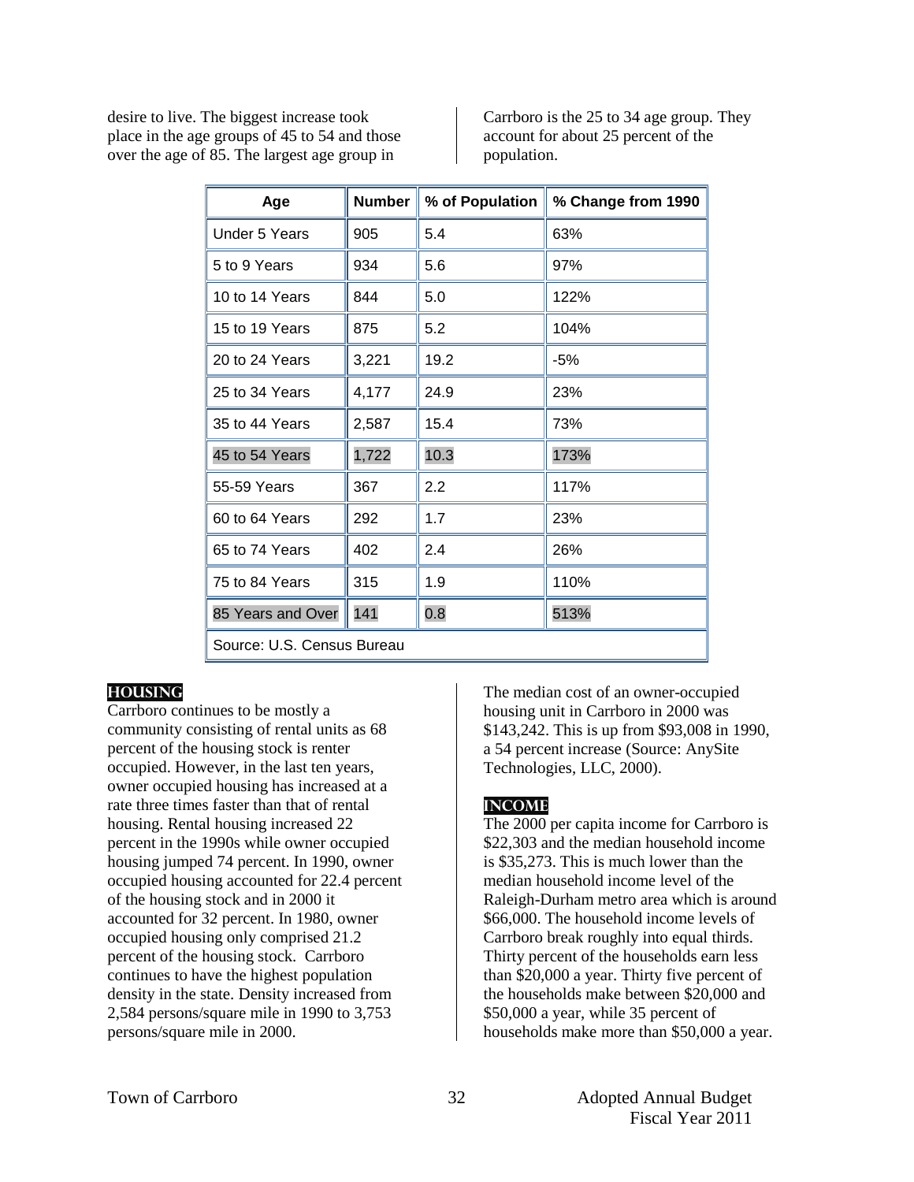desire to live. The biggest increase took place in the age groups of 45 to 54 and those over the age of 85. The largest age group in Carrboro is the 25 to 34 age group. They account for about 25 percent of the population.

| Age | Number | % of Population | % Change from 1990 |
|---|---|---|---|
| Under 5 Years | 905 | 5.4 | 63% |
| 5 to 9 Years | 934 | 5.6 | 97% |
| 10 to 14 Years | 844 | 5.0 | 122% |
| 15 to 19 Years | 875 | 5.2 | 104% |
| 20 to 24 Years | 3,221 | 19.2 | -5% |
| 25 to 34 Years | 4,177 | 24.9 | 23% |
| 35 to 44 Years | 2,587 | 15.4 | 73% |
| 45 to 54 Years | 1,722 | 10.3 | 173% |
| 55-59 Years | 367 | 2.2 | 117% |
| 60 to 64 Years | 292 | 1.7 | 23% |
| 65 to 74 Years | 402 | 2.4 | 26% |
| 75 to 84 Years | 315 | 1.9 | 110% |
| 85 Years and Over | 141 | 0.8 | 513% |
| Source: U.S. Census Bureau | | | |

## HOUSING

Carrboro continues to be mostly a community consisting of rental units as 68 percent of the housing stock is renter occupied. However, in the last ten years, owner occupied housing has increased at a rate three times faster than that of rental housing. Rental housing increased 22 percent in the 1990s while owner occupied housing jumped 74 percent. In 1990, owner occupied housing accounted for 22.4 percent of the housing stock and in 2000 it accounted for 32 percent. In 1980, owner occupied housing only comprised 21.2 percent of the housing stock. Carrboro continues to have the highest population density in the state. Density increased from 2,584 persons/square mile in 1990 to 3,753 persons/square mile in 2000.

The median cost of an owner-occupied housing unit in Carrboro in 2000 was $143,242. This is up from $93,008 in 1990, a 54 percent increase (Source: AnySite Technologies, LLC, 2000).

## INCOME

The 2000 per capita income for Carrboro is $22,303 and the median household income is $35,273. This is much lower than the median household income level of the Raleigh-Durham metro area which is around $66,000. The household income levels of Carrboro break roughly into equal thirds. Thirty percent of the households earn less than $20,000 a year. Thirty five percent of the households make between $20,000 and $50,000 a year, while 35 percent of households make more than $50,000 a year.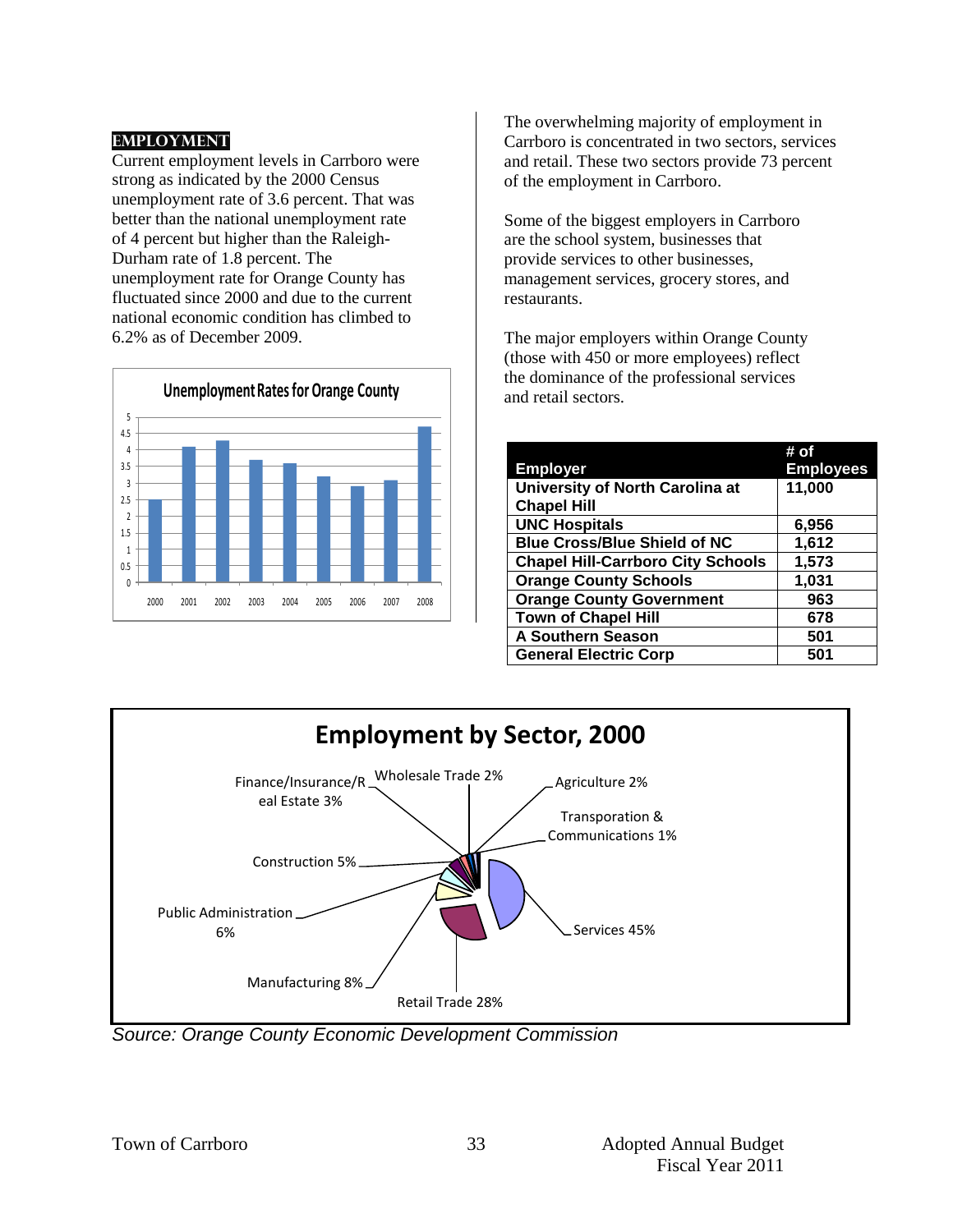## EMPLOYMENT

Current employment levels in Carrboro were strong as indicated by the 2000 Census unemployment rate of 3.6 percent. That was better than the national unemployment rate of 4 percent but higher than the Raleigh-Durham rate of 1.8 percent. The unemployment rate for Orange County has fluctuated since 2000 and due to the current national economic condition has climbed to 6.2% as of December 2009.

**Unemployment Rates for Orange County**

| Year | Rate |
|---|---|
| 2000 | 2.5 |
| 2001 | 4.1 |
| 2002 | 4.3 |
| 2003 | 3.7 |
| 2004 | 3.6 |
| 2005 | 3.2 |
| 2006 | 2.9 |
| 2007 | 3.1 |
| 2008 | 4.7 |

The overwhelming majority of employment in Carrboro is concentrated in two sectors, services and retail. These two sectors provide 73 percent of the employment in Carrboro.

Some of the biggest employers in Carrboro are the school system, businesses that provide services to other businesses, management services, grocery stores, and restaurants.

The major employers within Orange County (those with 450 or more employees) reflect the dominance of the professional services and retail sectors.

| Employer | # of Employees |
|---|---|
| University of North Carolina at Chapel Hill | 11,000 |
| UNC Hospitals | 6,956 |
| Blue Cross/Blue Shield of NC | 1,612 |
| Chapel Hill-Carrboro City Schools | 1,573 |
| Orange County Schools | 1,031 |
| Orange County Government | 963 |
| Town of Chapel Hill | 678 |
| A Southern Season | 501 |
| General Electric Corp | 501 |

**Employment by Sector, 2000**

| Sector | Share |
|---|---|
| Services | 45% |
| Retail Trade | 28% |
| Manufacturing | 8% |
| Public Administration | 6% |
| Construction | 5% |
| Finance/Insurance/Real Estate | 3% |
| Wholesale Trade | 2% |
| Agriculture | 2% |
| Transporation & Communications | 1% |

*Source: Orange County Economic Development Commission*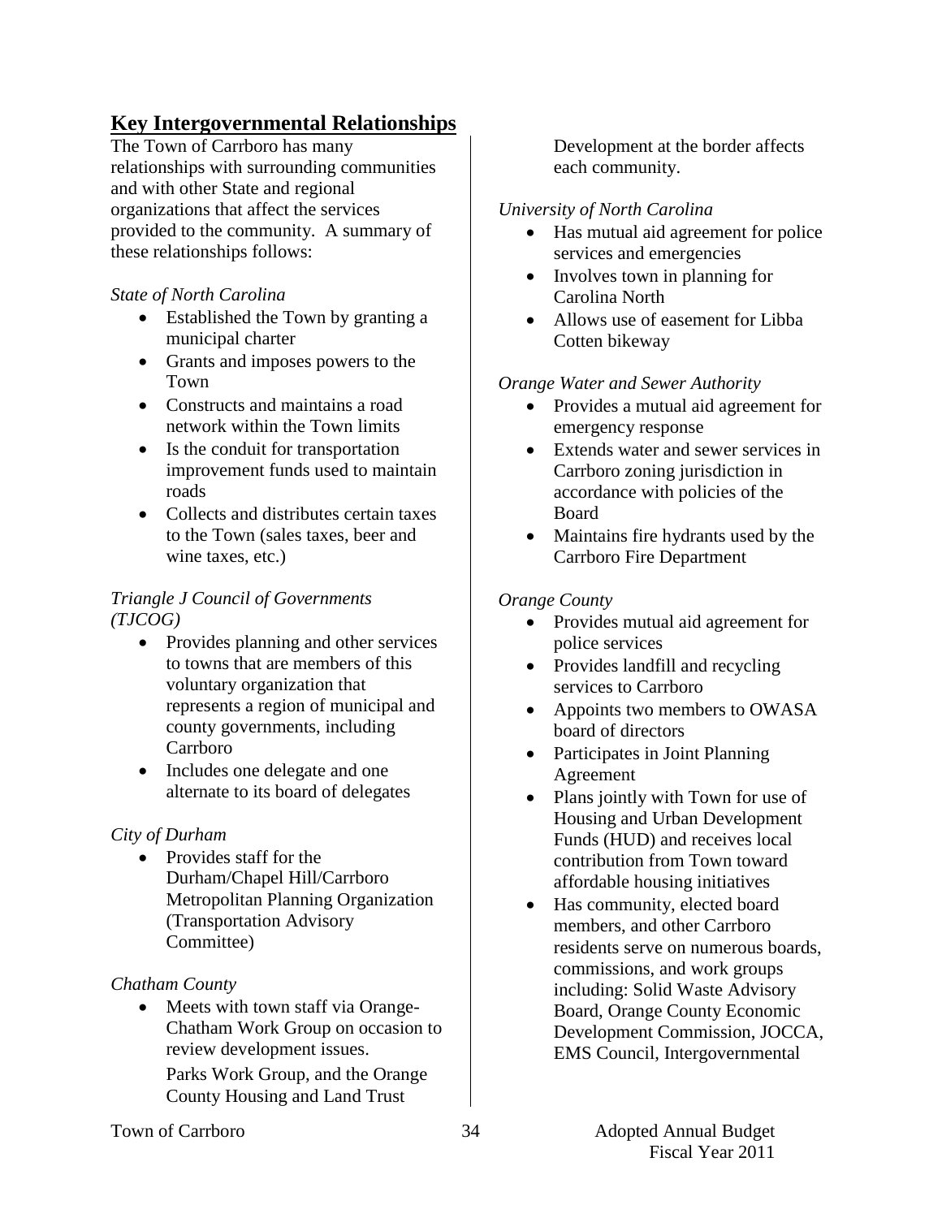## Key Intergovernmental Relationships

The Town of Carrboro has many relationships with surrounding communities and with other State and regional organizations that affect the services provided to the community. A summary of these relationships follows:

*State of North Carolina*

- Established the Town by granting a municipal charter
- Grants and imposes powers to the Town
- Constructs and maintains a road network within the Town limits
- Is the conduit for transportation improvement funds used to maintain roads
- Collects and distributes certain taxes to the Town (sales taxes, beer and wine taxes, etc.)

*Triangle J Council of Governments (TJCOG)*

- Provides planning and other services to towns that are members of this voluntary organization that represents a region of municipal and county governments, including Carrboro
- Includes one delegate and one alternate to its board of delegates

*City of Durham*

- Provides staff for the Durham/Chapel Hill/Carrboro Metropolitan Planning Organization (Transportation Advisory Committee)

*Chatham County*

- Meets with town staff via Orange-Chatham Work Group on occasion to review development issues.

  Parks Work Group, and the Orange County Housing and Land Trust

  Development at the border affects each community.

*University of North Carolina*

- Has mutual aid agreement for police services and emergencies
- Involves town in planning for Carolina North
- Allows use of easement for Libba Cotten bikeway

*Orange Water and Sewer Authority*

- Provides a mutual aid agreement for emergency response
- Extends water and sewer services in Carrboro zoning jurisdiction in accordance with policies of the Board
- Maintains fire hydrants used by the Carrboro Fire Department

*Orange County*

- Provides mutual aid agreement for police services
- Provides landfill and recycling services to Carrboro
- Appoints two members to OWASA board of directors
- Participates in Joint Planning Agreement
- Plans jointly with Town for use of Housing and Urban Development Funds (HUD) and receives local contribution from Town toward affordable housing initiatives
- Has community, elected board members, and other Carrboro residents serve on numerous boards, commissions, and work groups including: Solid Waste Advisory Board, Orange County Economic Development Commission, JOCCA, EMS Council, Intergovernmental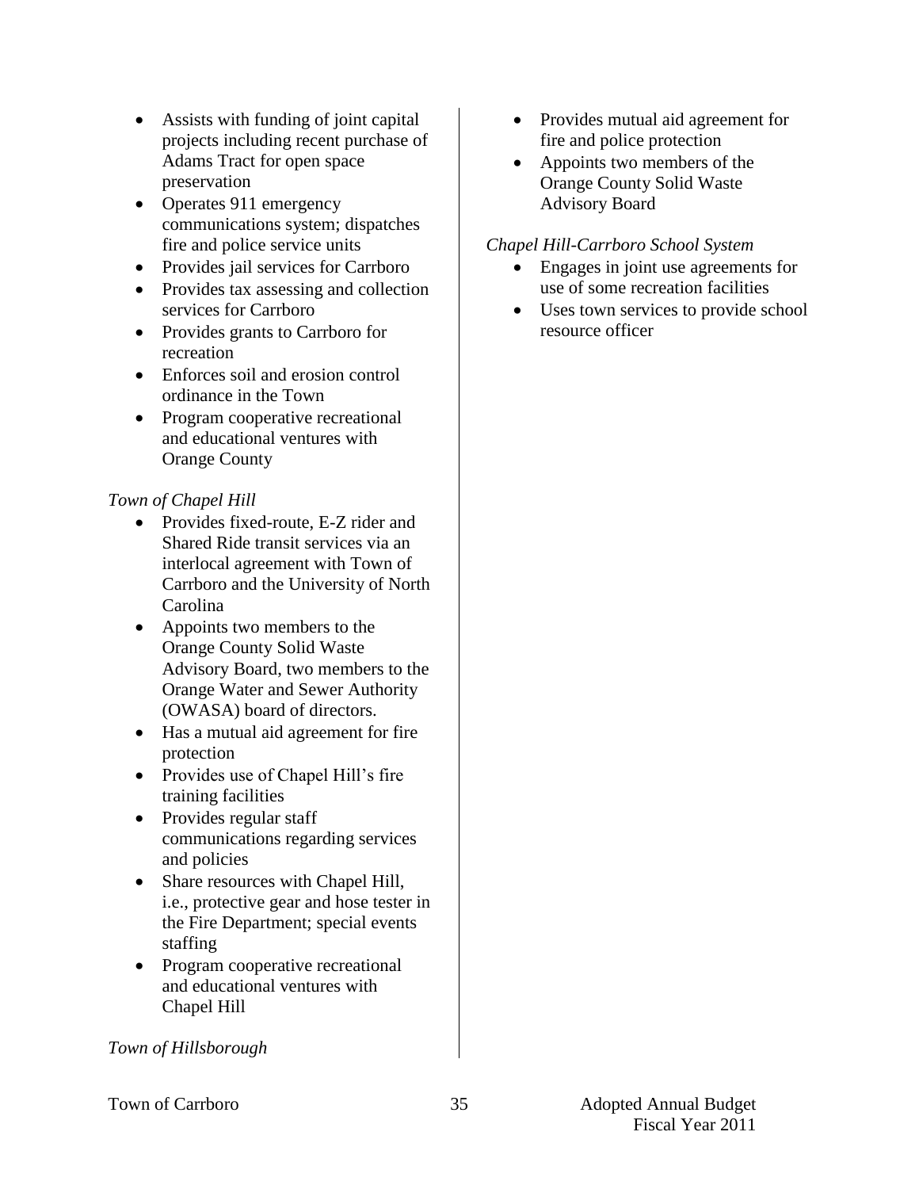- Assists with funding of joint capital projects including recent purchase of Adams Tract for open space preservation
- Operates 911 emergency communications system; dispatches fire and police service units
- Provides jail services for Carrboro
- Provides tax assessing and collection services for Carrboro
- Provides grants to Carrboro for recreation
- Enforces soil and erosion control ordinance in the Town
- Program cooperative recreational and educational ventures with Orange County

*Town of Chapel Hill*

- Provides fixed-route, E-Z rider and Shared Ride transit services via an interlocal agreement with Town of Carrboro and the University of North Carolina
- Appoints two members to the Orange County Solid Waste Advisory Board, two members to the Orange Water and Sewer Authority (OWASA) board of directors.
- Has a mutual aid agreement for fire protection
- Provides use of Chapel Hill's fire training facilities
- Provides regular staff communications regarding services and policies
- Share resources with Chapel Hill, i.e., protective gear and hose tester in the Fire Department; special events staffing
- Program cooperative recreational and educational ventures with Chapel Hill

*Town of Hillsborough*

- Provides mutual aid agreement for fire and police protection
- Appoints two members of the Orange County Solid Waste Advisory Board

*Chapel Hill-Carrboro School System*

- Engages in joint use agreements for use of some recreation facilities
- Uses town services to provide school resource officer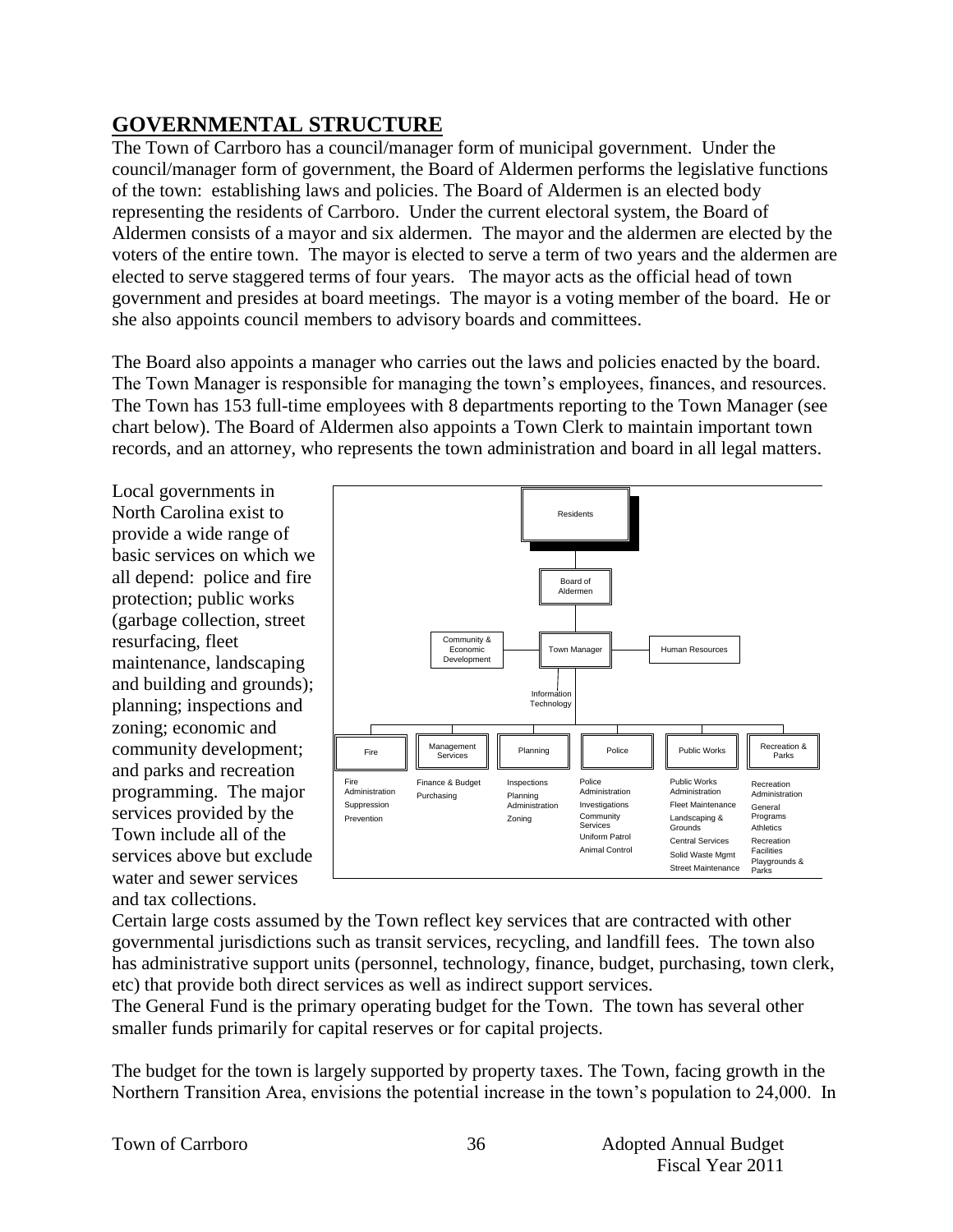## GOVERNMENTAL STRUCTURE

The Town of Carrboro has a council/manager form of municipal government. Under the council/manager form of government, the Board of Aldermen performs the legislative functions of the town: establishing laws and policies. The Board of Aldermen is an elected body representing the residents of Carrboro. Under the current electoral system, the Board of Aldermen consists of a mayor and six aldermen. The mayor and the aldermen are elected by the voters of the entire town. The mayor is elected to serve a term of two years and the aldermen are elected to serve staggered terms of four years. The mayor acts as the official head of town government and presides at board meetings. The mayor is a voting member of the board. He or she also appoints council members to advisory boards and committees.

The Board also appoints a manager who carries out the laws and policies enacted by the board. The Town Manager is responsible for managing the town's employees, finances, and resources. The Town has 153 full-time employees with 8 departments reporting to the Town Manager (see chart below). The Board of Aldermen also appoints a Town Clerk to maintain important town records, and an attorney, who represents the town administration and board in all legal matters.

Local governments in North Carolina exist to provide a wide range of basic services on which we all depend: police and fire protection; public works (garbage collection, street resurfacing, fleet maintenance, landscaping and building and grounds); planning; inspections and zoning; economic and community development; and parks and recreation programming. The major services provided by the Town include all of the services above but exclude water and sewer services and tax collections.

- Residents
  - Board of Aldermen
    - Town Manager
      - Community & Economic Development
      - Human Resources
      - Information Technology
      - Fire: Fire Administration, Suppression, Prevention
      - Management Services: Finance & Budget, Purchasing
      - Planning: Inspections, Planning Administration, Zoning
      - Police: Police Administration, Investigations, Community Services, Uniform Patrol, Animal Control
      - Public Works: Public Works Administration, Fleet Maintenance, Landscaping & Grounds, Central Services, Solid Waste Mgmt, Street Maintenance
      - Recreation & Parks: Recreation Administration, General Programs, Athletics, Recreation Facilities, Playgrounds & Parks

Certain large costs assumed by the Town reflect key services that are contracted with other governmental jurisdictions such as transit services, recycling, and landfill fees. The town also has administrative support units (personnel, technology, finance, budget, purchasing, town clerk, etc) that provide both direct services as well as indirect support services.

The General Fund is the primary operating budget for the Town. The town has several other smaller funds primarily for capital reserves or for capital projects.

The budget for the town is largely supported by property taxes. The Town, facing growth in the Northern Transition Area, envisions the potential increase in the town's population to 24,000. In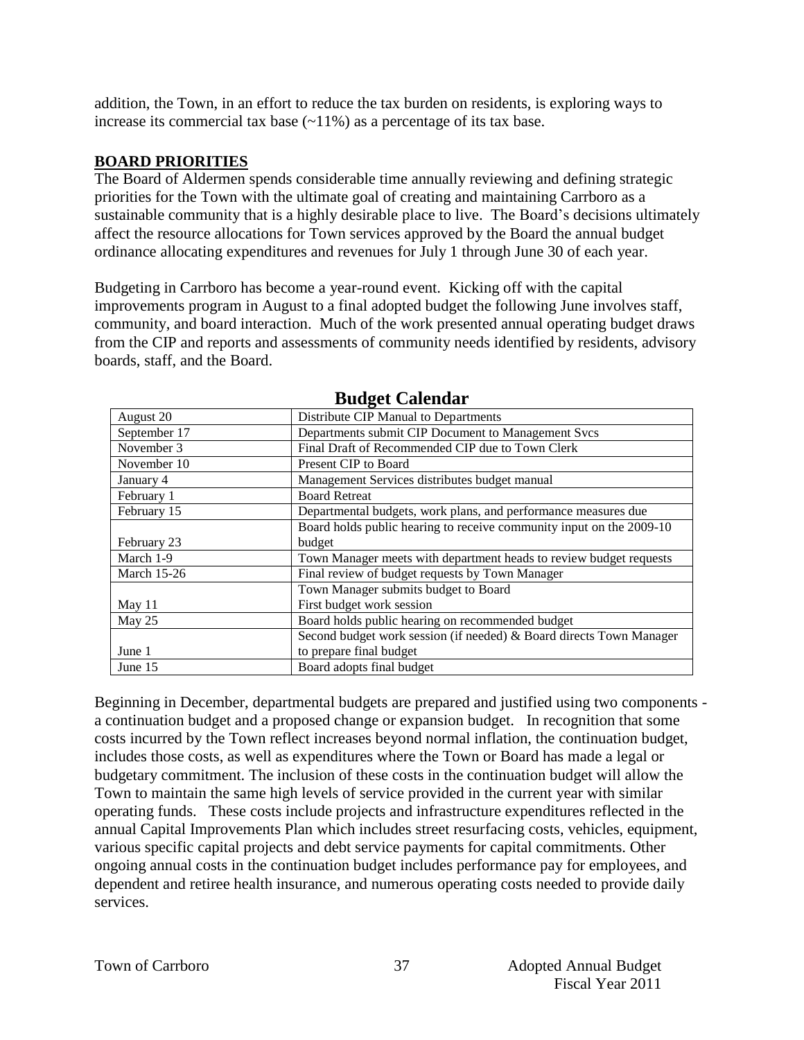addition, the Town, in an effort to reduce the tax burden on residents, is exploring ways to increase its commercial tax base (~11%) as a percentage of its tax base.

## BOARD PRIORITIES

The Board of Aldermen spends considerable time annually reviewing and defining strategic priorities for the Town with the ultimate goal of creating and maintaining Carrboro as a sustainable community that is a highly desirable place to live. The Board's decisions ultimately affect the resource allocations for Town services approved by the Board the annual budget ordinance allocating expenditures and revenues for July 1 through June 30 of each year.

Budgeting in Carrboro has become a year-round event. Kicking off with the capital improvements program in August to a final adopted budget the following June involves staff, community, and board interaction. Much of the work presented annual operating budget draws from the CIP and reports and assessments of community needs identified by residents, advisory boards, staff, and the Board.

### Budget Calendar

| Date | Activity |
|---|---|
| August 20 | Distribute CIP Manual to Departments |
| September 17 | Departments submit CIP Document to Management Svcs |
| November 3 | Final Draft of Recommended CIP due to Town Clerk |
| November 10 | Present CIP to Board |
| January 4 | Management Services distributes budget manual |
| February 1 | Board Retreat |
| February 15 | Departmental budgets, work plans, and performance measures due |
| February 23 | Board holds public hearing to receive community input on the 2009-10 budget |
| March 1-9 | Town Manager meets with department heads to review budget requests |
| March 15-26 | Final review of budget requests by Town Manager |
| May 11 | Town Manager submits budget to Board<br>First budget work session |
| May 25 | Board holds public hearing on recommended budget |
| June 1 | Second budget work session (if needed) & Board directs Town Manager to prepare final budget |
| June 15 | Board adopts final budget |

Beginning in December, departmental budgets are prepared and justified using two components - a continuation budget and a proposed change or expansion budget. In recognition that some costs incurred by the Town reflect increases beyond normal inflation, the continuation budget, includes those costs, as well as expenditures where the Town or Board has made a legal or budgetary commitment. The inclusion of these costs in the continuation budget will allow the Town to maintain the same high levels of service provided in the current year with similar operating funds. These costs include projects and infrastructure expenditures reflected in the annual Capital Improvements Plan which includes street resurfacing costs, vehicles, equipment, various specific capital projects and debt service payments for capital commitments. Other ongoing annual costs in the continuation budget includes performance pay for employees, and dependent and retiree health insurance, and numerous operating costs needed to provide daily services.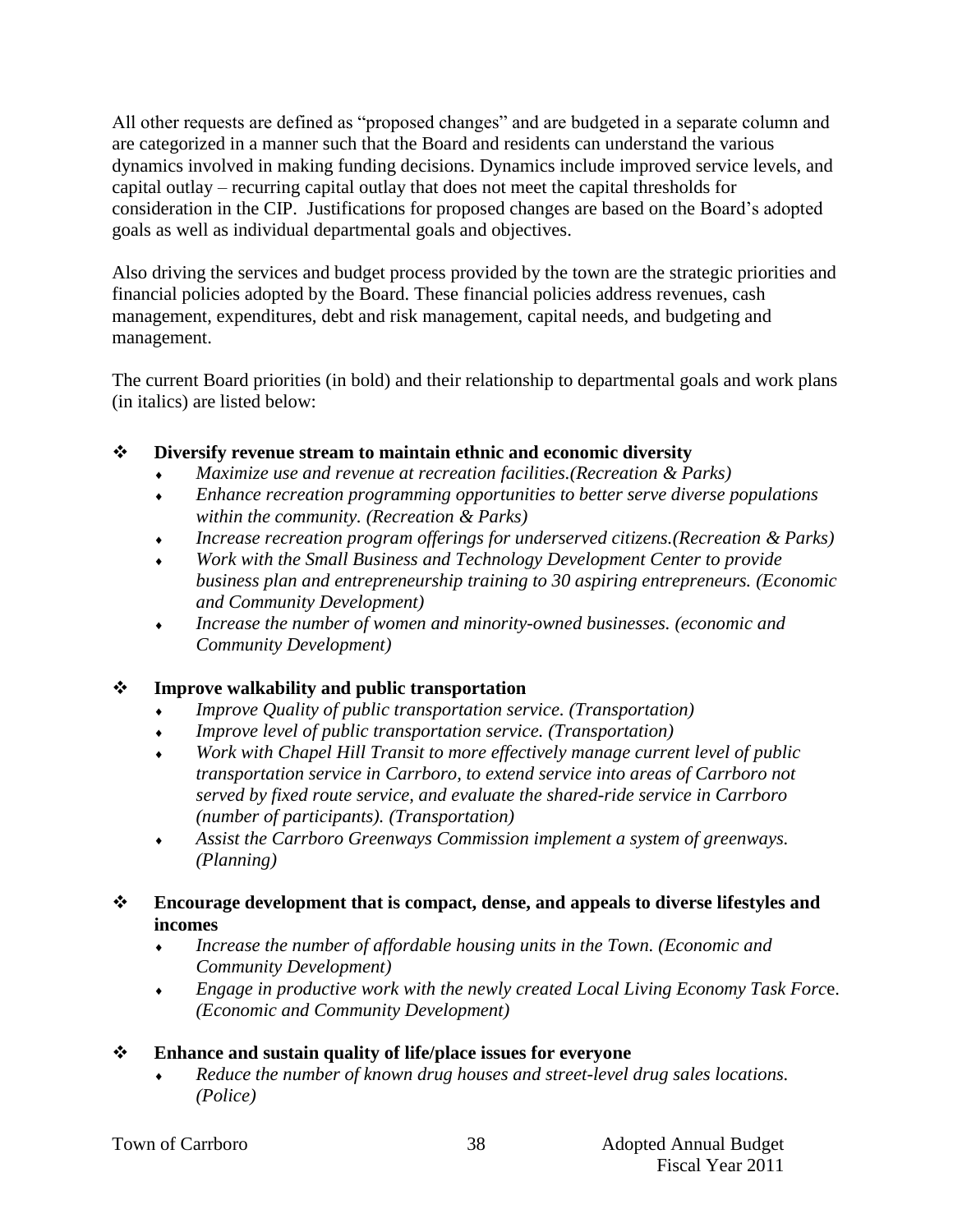All other requests are defined as "proposed changes" and are budgeted in a separate column and are categorized in a manner such that the Board and residents can understand the various dynamics involved in making funding decisions. Dynamics include improved service levels, and capital outlay – recurring capital outlay that does not meet the capital thresholds for consideration in the CIP. Justifications for proposed changes are based on the Board's adopted goals as well as individual departmental goals and objectives.

Also driving the services and budget process provided by the town are the strategic priorities and financial policies adopted by the Board. These financial policies address revenues, cash management, expenditures, debt and risk management, capital needs, and budgeting and management.

The current Board priorities (in bold) and their relationship to departmental goals and work plans (in italics) are listed below:

- **Diversify revenue stream to maintain ethnic and economic diversity**
  - *Maximize use and revenue at recreation facilities.(Recreation & Parks)*
  - *Enhance recreation programming opportunities to better serve diverse populations within the community. (Recreation & Parks)*
  - *Increase recreation program offerings for underserved citizens.(Recreation & Parks)*
  - *Work with the Small Business and Technology Development Center to provide business plan and entrepreneurship training to 30 aspiring entrepreneurs. (Economic and Community Development)*
  - *Increase the number of women and minority-owned businesses. (economic and Community Development)*

- **Improve walkability and public transportation**
  - *Improve Quality of public transportation service. (Transportation)*
  - *Improve level of public transportation service. (Transportation)*
  - *Work with Chapel Hill Transit to more effectively manage current level of public transportation service in Carrboro, to extend service into areas of Carrboro not served by fixed route service, and evaluate the shared-ride service in Carrboro (number of participants). (Transportation)*
  - *Assist the Carrboro Greenways Commission implement a system of greenways. (Planning)*

- **Encourage development that is compact, dense, and appeals to diverse lifestyles and incomes**
  - *Increase the number of affordable housing units in the Town. (Economic and Community Development)*
  - *Engage in productive work with the newly created Local Living Economy Task Force. (Economic and Community Development)*

- **Enhance and sustain quality of life/place issues for everyone**
  - *Reduce the number of known drug houses and street-level drug sales locations. (Police)*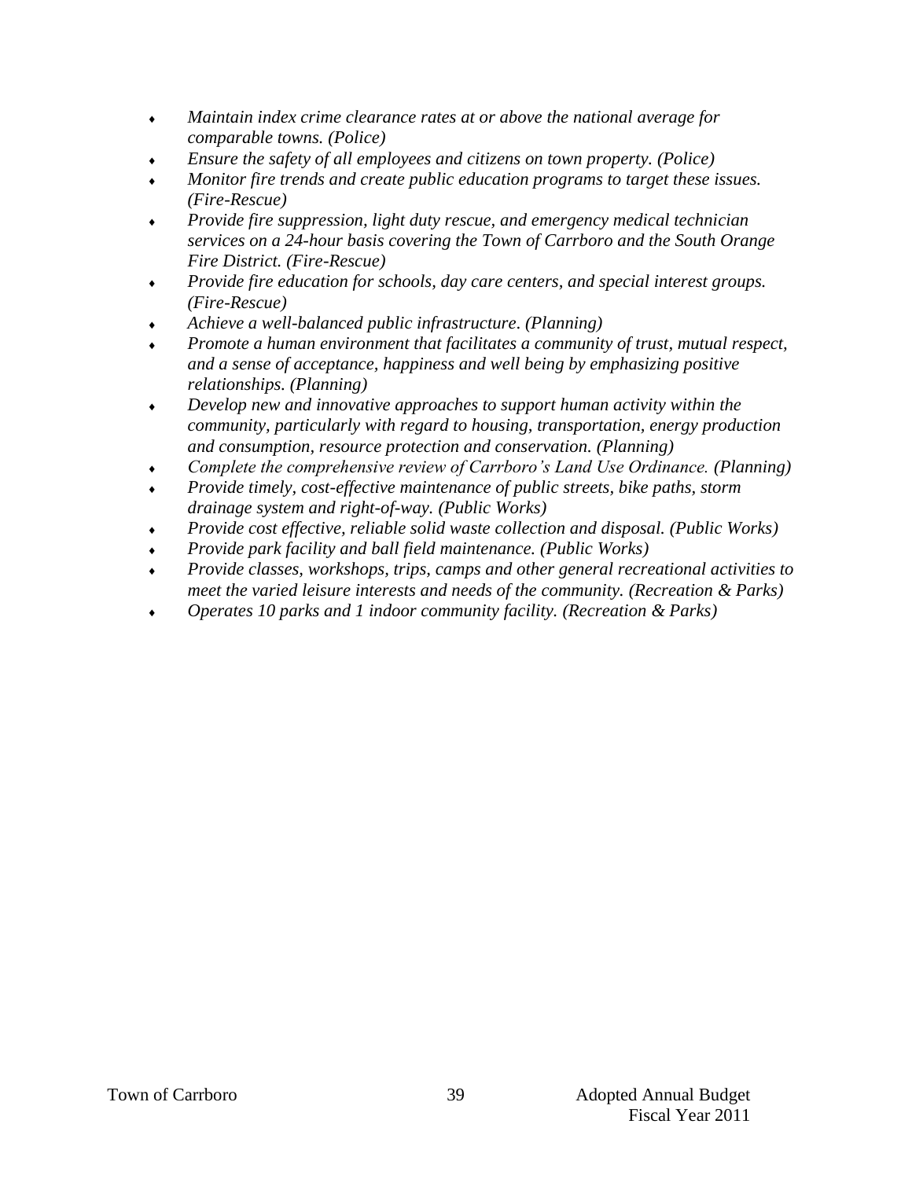- *Maintain index crime clearance rates at or above the national average for comparable towns. (Police)*
- *Ensure the safety of all employees and citizens on town property. (Police)*
- *Monitor fire trends and create public education programs to target these issues. (Fire-Rescue)*
- *Provide fire suppression, light duty rescue, and emergency medical technician services on a 24-hour basis covering the Town of Carrboro and the South Orange Fire District. (Fire-Rescue)*
- *Provide fire education for schools, day care centers, and special interest groups. (Fire-Rescue)*
- *Achieve a well-balanced public infrastructure. (Planning)*
- *Promote a human environment that facilitates a community of trust, mutual respect, and a sense of acceptance, happiness and well being by emphasizing positive relationships. (Planning)*
- *Develop new and innovative approaches to support human activity within the community, particularly with regard to housing, transportation, energy production and consumption, resource protection and conservation. (Planning)*
- *Complete the comprehensive review of Carrboro's Land Use Ordinance. (Planning)*
- *Provide timely, cost-effective maintenance of public streets, bike paths, storm drainage system and right-of-way. (Public Works)*
- *Provide cost effective, reliable solid waste collection and disposal. (Public Works)*
- *Provide park facility and ball field maintenance. (Public Works)*
- *Provide classes, workshops, trips, camps and other general recreational activities to meet the varied leisure interests and needs of the community. (Recreation & Parks)*
- *Operates 10 parks and 1 indoor community facility. (Recreation & Parks)*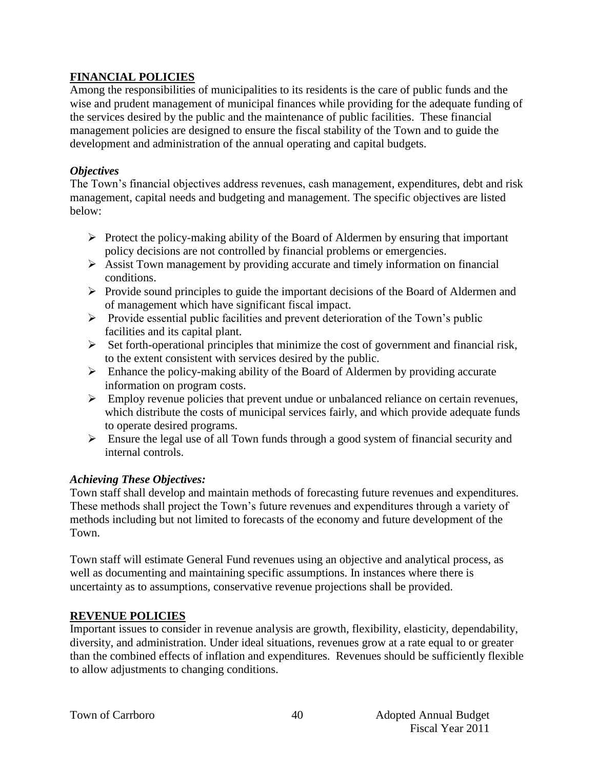## FINANCIAL POLICIES

Among the responsibilities of municipalities to its residents is the care of public funds and the wise and prudent management of municipal finances while providing for the adequate funding of the services desired by the public and the maintenance of public facilities. These financial management policies are designed to ensure the fiscal stability of the Town and to guide the development and administration of the annual operating and capital budgets.

### *Objectives*

The Town's financial objectives address revenues, cash management, expenditures, debt and risk management, capital needs and budgeting and management. The specific objectives are listed below:

- Protect the policy-making ability of the Board of Aldermen by ensuring that important policy decisions are not controlled by financial problems or emergencies.
- Assist Town management by providing accurate and timely information on financial conditions.
- Provide sound principles to guide the important decisions of the Board of Aldermen and of management which have significant fiscal impact.
- Provide essential public facilities and prevent deterioration of the Town's public facilities and its capital plant.
- Set forth-operational principles that minimize the cost of government and financial risk, to the extent consistent with services desired by the public.
- Enhance the policy-making ability of the Board of Aldermen by providing accurate information on program costs.
- Employ revenue policies that prevent undue or unbalanced reliance on certain revenues, which distribute the costs of municipal services fairly, and which provide adequate funds to operate desired programs.
- Ensure the legal use of all Town funds through a good system of financial security and internal controls.

### *Achieving These Objectives:*

Town staff shall develop and maintain methods of forecasting future revenues and expenditures. These methods shall project the Town's future revenues and expenditures through a variety of methods including but not limited to forecasts of the economy and future development of the Town.

Town staff will estimate General Fund revenues using an objective and analytical process, as well as documenting and maintaining specific assumptions. In instances where there is uncertainty as to assumptions, conservative revenue projections shall be provided.

## REVENUE POLICIES

Important issues to consider in revenue analysis are growth, flexibility, elasticity, dependability, diversity, and administration. Under ideal situations, revenues grow at a rate equal to or greater than the combined effects of inflation and expenditures. Revenues should be sufficiently flexible to allow adjustments to changing conditions.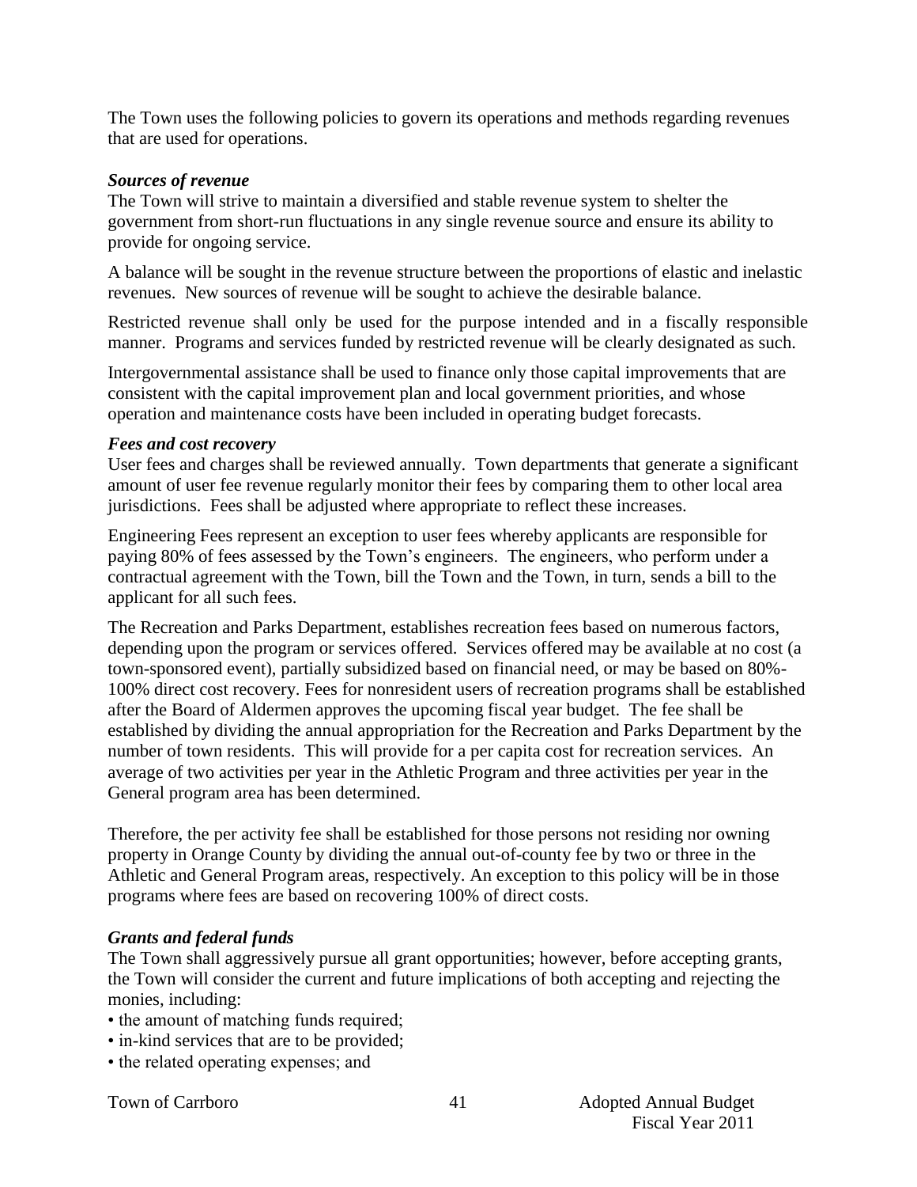The Town uses the following policies to govern its operations and methods regarding revenues that are used for operations.

***Sources of revenue***

The Town will strive to maintain a diversified and stable revenue system to shelter the government from short-run fluctuations in any single revenue source and ensure its ability to provide for ongoing service.

A balance will be sought in the revenue structure between the proportions of elastic and inelastic revenues. New sources of revenue will be sought to achieve the desirable balance.

Restricted revenue shall only be used for the purpose intended and in a fiscally responsible manner. Programs and services funded by restricted revenue will be clearly designated as such.

Intergovernmental assistance shall be used to finance only those capital improvements that are consistent with the capital improvement plan and local government priorities, and whose operation and maintenance costs have been included in operating budget forecasts.

***Fees and cost recovery***

User fees and charges shall be reviewed annually. Town departments that generate a significant amount of user fee revenue regularly monitor their fees by comparing them to other local area jurisdictions. Fees shall be adjusted where appropriate to reflect these increases.

Engineering Fees represent an exception to user fees whereby applicants are responsible for paying 80% of fees assessed by the Town's engineers. The engineers, who perform under a contractual agreement with the Town, bill the Town and the Town, in turn, sends a bill to the applicant for all such fees.

The Recreation and Parks Department, establishes recreation fees based on numerous factors, depending upon the program or services offered. Services offered may be available at no cost (a town-sponsored event), partially subsidized based on financial need, or may be based on 80%-100% direct cost recovery. Fees for nonresident users of recreation programs shall be established after the Board of Aldermen approves the upcoming fiscal year budget. The fee shall be established by dividing the annual appropriation for the Recreation and Parks Department by the number of town residents. This will provide for a per capita cost for recreation services. An average of two activities per year in the Athletic Program and three activities per year in the General program area has been determined.

Therefore, the per activity fee shall be established for those persons not residing nor owning property in Orange County by dividing the annual out-of-county fee by two or three in the Athletic and General Program areas, respectively. An exception to this policy will be in those programs where fees are based on recovering 100% of direct costs.

***Grants and federal funds***

The Town shall aggressively pursue all grant opportunities; however, before accepting grants, the Town will consider the current and future implications of both accepting and rejecting the monies, including:

- the amount of matching funds required;
- in-kind services that are to be provided;
- the related operating expenses; and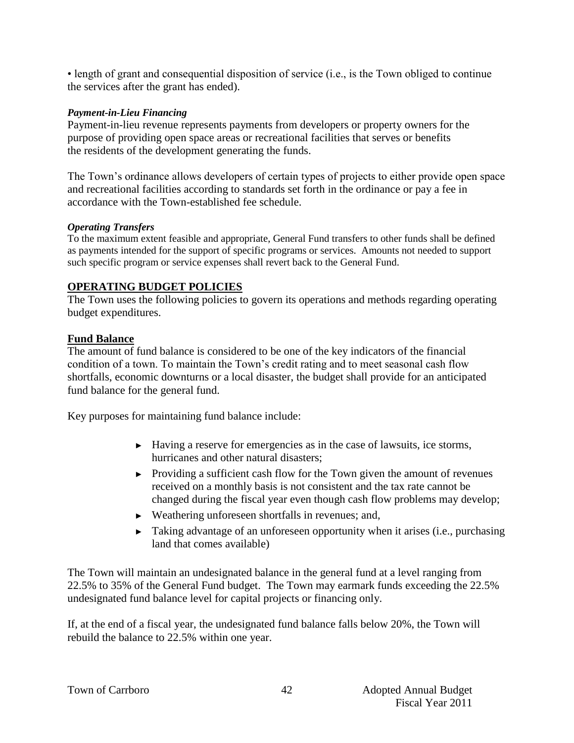• length of grant and consequential disposition of service (i.e., is the Town obliged to continue the services after the grant has ended).

***Payment-in-Lieu Financing***

Payment-in-lieu revenue represents payments from developers or property owners for the purpose of providing open space areas or recreational facilities that serves or benefits the residents of the development generating the funds.

The Town's ordinance allows developers of certain types of projects to either provide open space and recreational facilities according to standards set forth in the ordinance or pay a fee in accordance with the Town-established fee schedule.

***Operating Transfers***

To the maximum extent feasible and appropriate, General Fund transfers to other funds shall be defined as payments intended for the support of specific programs or services. Amounts not needed to support such specific program or service expenses shall revert back to the General Fund.

## OPERATING BUDGET POLICIES

The Town uses the following policies to govern its operations and methods regarding operating budget expenditures.

### Fund Balance

The amount of fund balance is considered to be one of the key indicators of the financial condition of a town. To maintain the Town's credit rating and to meet seasonal cash flow shortfalls, economic downturns or a local disaster, the budget shall provide for an anticipated fund balance for the general fund.

Key purposes for maintaining fund balance include:

- Having a reserve for emergencies as in the case of lawsuits, ice storms, hurricanes and other natural disasters;
- Providing a sufficient cash flow for the Town given the amount of revenues received on a monthly basis is not consistent and the tax rate cannot be changed during the fiscal year even though cash flow problems may develop;
- Weathering unforeseen shortfalls in revenues; and,
- Taking advantage of an unforeseen opportunity when it arises (i.e., purchasing land that comes available)

The Town will maintain an undesignated balance in the general fund at a level ranging from 22.5% to 35% of the General Fund budget. The Town may earmark funds exceeding the 22.5% undesignated fund balance level for capital projects or financing only.

If, at the end of a fiscal year, the undesignated fund balance falls below 20%, the Town will rebuild the balance to 22.5% within one year.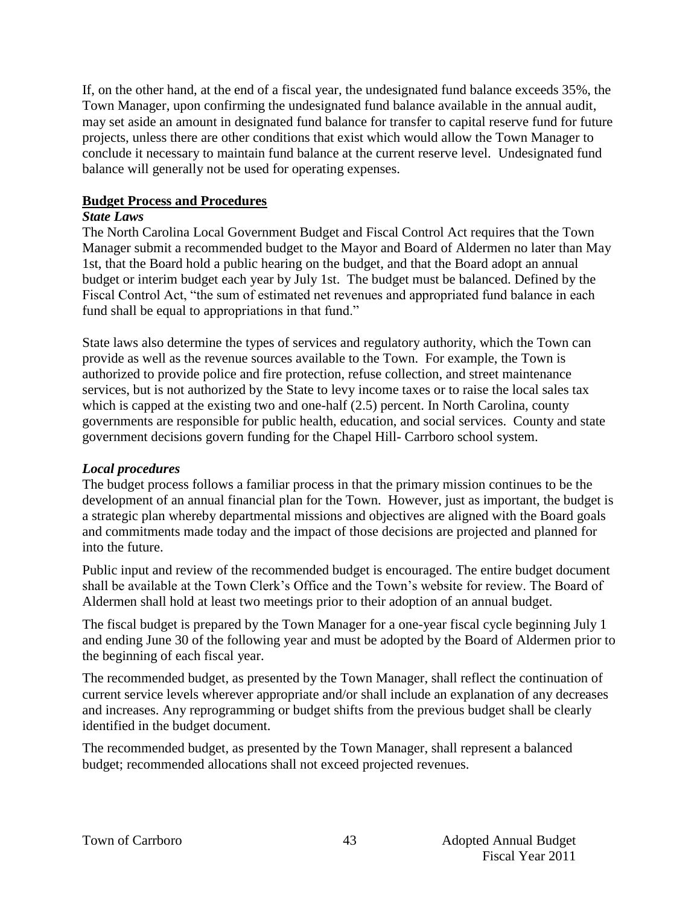If, on the other hand, at the end of a fiscal year, the undesignated fund balance exceeds 35%, the Town Manager, upon confirming the undesignated fund balance available in the annual audit, may set aside an amount in designated fund balance for transfer to capital reserve fund for future projects, unless there are other conditions that exist which would allow the Town Manager to conclude it necessary to maintain fund balance at the current reserve level. Undesignated fund balance will generally not be used for operating expenses.

## **Budget Process and Procedures**

### *State Laws*

The North Carolina Local Government Budget and Fiscal Control Act requires that the Town Manager submit a recommended budget to the Mayor and Board of Aldermen no later than May 1st, that the Board hold a public hearing on the budget, and that the Board adopt an annual budget or interim budget each year by July 1st. The budget must be balanced. Defined by the Fiscal Control Act, "the sum of estimated net revenues and appropriated fund balance in each fund shall be equal to appropriations in that fund."

State laws also determine the types of services and regulatory authority, which the Town can provide as well as the revenue sources available to the Town. For example, the Town is authorized to provide police and fire protection, refuse collection, and street maintenance services, but is not authorized by the State to levy income taxes or to raise the local sales tax which is capped at the existing two and one-half (2.5) percent. In North Carolina, county governments are responsible for public health, education, and social services. County and state government decisions govern funding for the Chapel Hill- Carrboro school system.

### *Local procedures*

The budget process follows a familiar process in that the primary mission continues to be the development of an annual financial plan for the Town. However, just as important, the budget is a strategic plan whereby departmental missions and objectives are aligned with the Board goals and commitments made today and the impact of those decisions are projected and planned for into the future.

Public input and review of the recommended budget is encouraged. The entire budget document shall be available at the Town Clerk's Office and the Town's website for review. The Board of Aldermen shall hold at least two meetings prior to their adoption of an annual budget.

The fiscal budget is prepared by the Town Manager for a one-year fiscal cycle beginning July 1 and ending June 30 of the following year and must be adopted by the Board of Aldermen prior to the beginning of each fiscal year.

The recommended budget, as presented by the Town Manager, shall reflect the continuation of current service levels wherever appropriate and/or shall include an explanation of any decreases and increases. Any reprogramming or budget shifts from the previous budget shall be clearly identified in the budget document.

The recommended budget, as presented by the Town Manager, shall represent a balanced budget; recommended allocations shall not exceed projected revenues.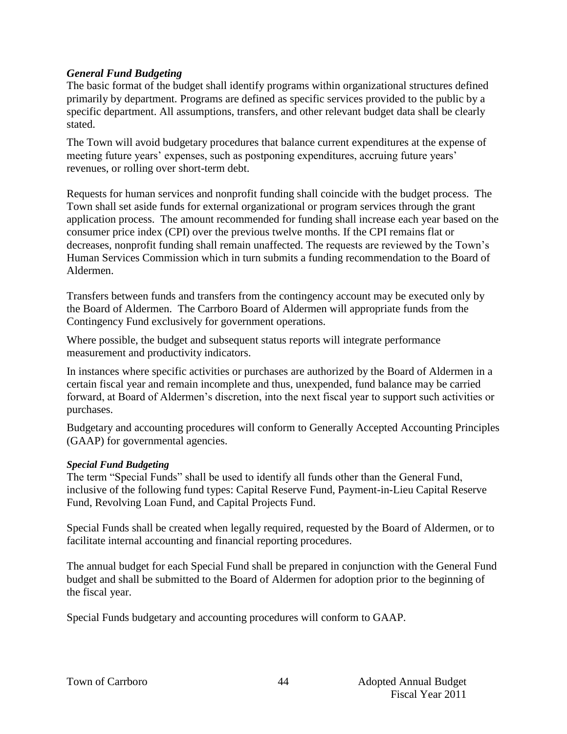### *General Fund Budgeting*

The basic format of the budget shall identify programs within organizational structures defined primarily by department. Programs are defined as specific services provided to the public by a specific department. All assumptions, transfers, and other relevant budget data shall be clearly stated.

The Town will avoid budgetary procedures that balance current expenditures at the expense of meeting future years' expenses, such as postponing expenditures, accruing future years' revenues, or rolling over short-term debt.

Requests for human services and nonprofit funding shall coincide with the budget process. The Town shall set aside funds for external organizational or program services through the grant application process. The amount recommended for funding shall increase each year based on the consumer price index (CPI) over the previous twelve months. If the CPI remains flat or decreases, nonprofit funding shall remain unaffected. The requests are reviewed by the Town's Human Services Commission which in turn submits a funding recommendation to the Board of Aldermen.

Transfers between funds and transfers from the contingency account may be executed only by the Board of Aldermen. The Carrboro Board of Aldermen will appropriate funds from the Contingency Fund exclusively for government operations.

Where possible, the budget and subsequent status reports will integrate performance measurement and productivity indicators.

In instances where specific activities or purchases are authorized by the Board of Aldermen in a certain fiscal year and remain incomplete and thus, unexpended, fund balance may be carried forward, at Board of Aldermen's discretion, into the next fiscal year to support such activities or purchases.

Budgetary and accounting procedures will conform to Generally Accepted Accounting Principles (GAAP) for governmental agencies.

#### *Special Fund Budgeting*

The term "Special Funds" shall be used to identify all funds other than the General Fund, inclusive of the following fund types: Capital Reserve Fund, Payment-in-Lieu Capital Reserve Fund, Revolving Loan Fund, and Capital Projects Fund.

Special Funds shall be created when legally required, requested by the Board of Aldermen, or to facilitate internal accounting and financial reporting procedures.

The annual budget for each Special Fund shall be prepared in conjunction with the General Fund budget and shall be submitted to the Board of Aldermen for adoption prior to the beginning of the fiscal year.

Special Funds budgetary and accounting procedures will conform to GAAP.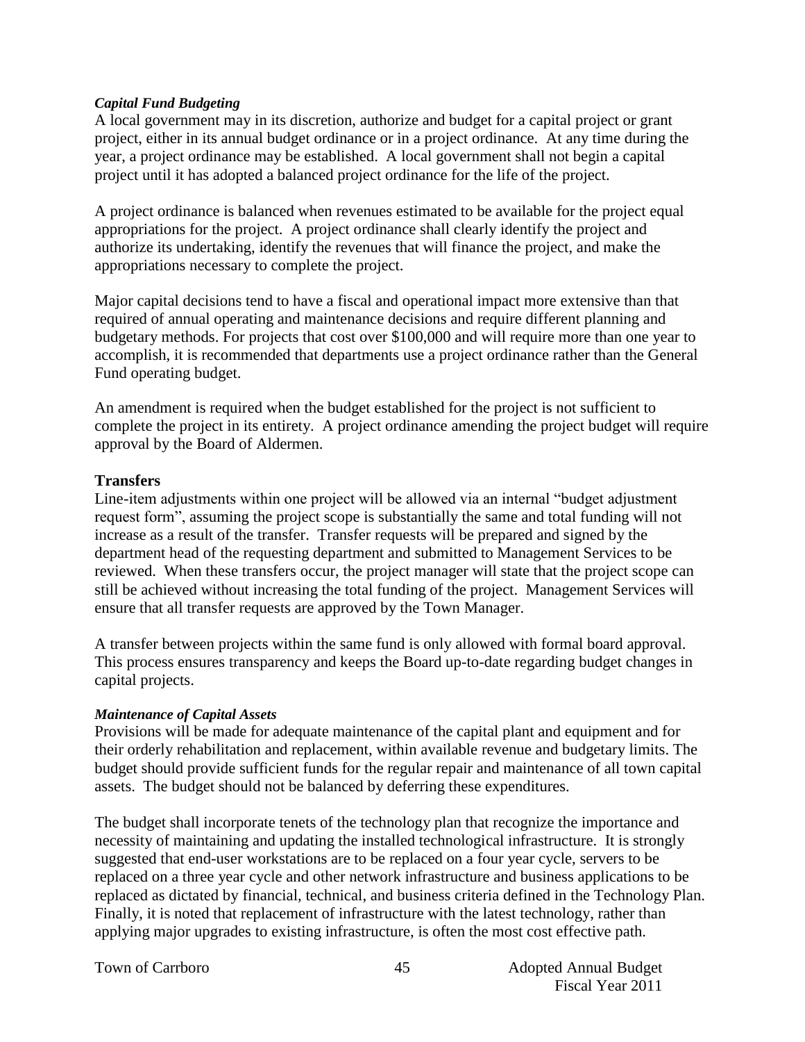### *Capital Fund Budgeting*

A local government may in its discretion, authorize and budget for a capital project or grant project, either in its annual budget ordinance or in a project ordinance. At any time during the year, a project ordinance may be established. A local government shall not begin a capital project until it has adopted a balanced project ordinance for the life of the project.

A project ordinance is balanced when revenues estimated to be available for the project equal appropriations for the project. A project ordinance shall clearly identify the project and authorize its undertaking, identify the revenues that will finance the project, and make the appropriations necessary to complete the project.

Major capital decisions tend to have a fiscal and operational impact more extensive than that required of annual operating and maintenance decisions and require different planning and budgetary methods. For projects that cost over $100,000 and will require more than one year to accomplish, it is recommended that departments use a project ordinance rather than the General Fund operating budget.

An amendment is required when the budget established for the project is not sufficient to complete the project in its entirety. A project ordinance amending the project budget will require approval by the Board of Aldermen.

## Transfers

Line-item adjustments within one project will be allowed via an internal "budget adjustment request form", assuming the project scope is substantially the same and total funding will not increase as a result of the transfer. Transfer requests will be prepared and signed by the department head of the requesting department and submitted to Management Services to be reviewed. When these transfers occur, the project manager will state that the project scope can still be achieved without increasing the total funding of the project. Management Services will ensure that all transfer requests are approved by the Town Manager.

A transfer between projects within the same fund is only allowed with formal board approval. This process ensures transparency and keeps the Board up-to-date regarding budget changes in capital projects.

### *Maintenance of Capital Assets*

Provisions will be made for adequate maintenance of the capital plant and equipment and for their orderly rehabilitation and replacement, within available revenue and budgetary limits. The budget should provide sufficient funds for the regular repair and maintenance of all town capital assets. The budget should not be balanced by deferring these expenditures.

The budget shall incorporate tenets of the technology plan that recognize the importance and necessity of maintaining and updating the installed technological infrastructure. It is strongly suggested that end-user workstations are to be replaced on a four year cycle, servers to be replaced on a three year cycle and other network infrastructure and business applications to be replaced as dictated by financial, technical, and business criteria defined in the Technology Plan. Finally, it is noted that replacement of infrastructure with the latest technology, rather than applying major upgrades to existing infrastructure, is often the most cost effective path.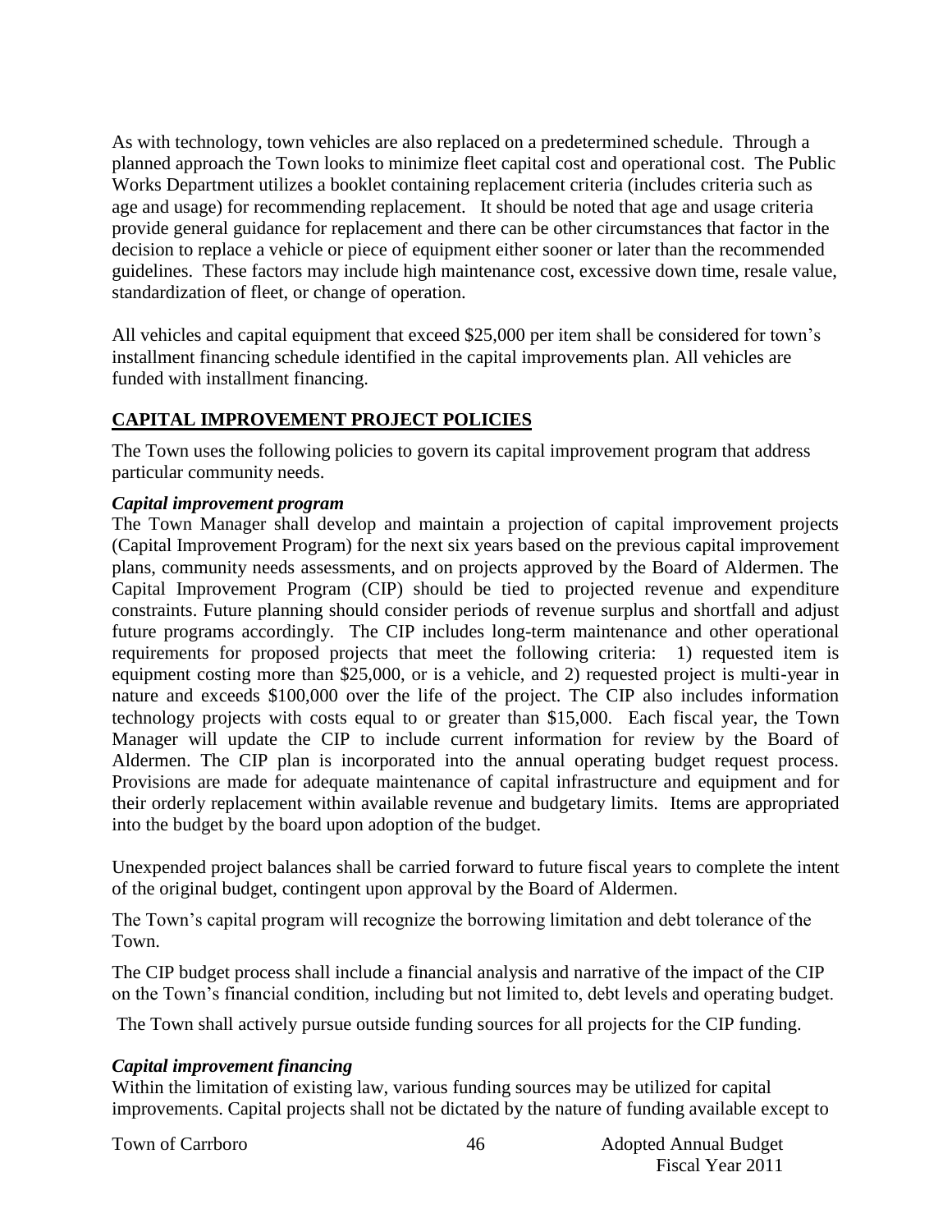As with technology, town vehicles are also replaced on a predetermined schedule. Through a planned approach the Town looks to minimize fleet capital cost and operational cost. The Public Works Department utilizes a booklet containing replacement criteria (includes criteria such as age and usage) for recommending replacement. It should be noted that age and usage criteria provide general guidance for replacement and there can be other circumstances that factor in the decision to replace a vehicle or piece of equipment either sooner or later than the recommended guidelines. These factors may include high maintenance cost, excessive down time, resale value, standardization of fleet, or change of operation.

All vehicles and capital equipment that exceed $25,000 per item shall be considered for town's installment financing schedule identified in the capital improvements plan. All vehicles are funded with installment financing.

## CAPITAL IMPROVEMENT PROJECT POLICIES

The Town uses the following policies to govern its capital improvement program that address particular community needs.

### *Capital improvement program*

The Town Manager shall develop and maintain a projection of capital improvement projects (Capital Improvement Program) for the next six years based on the previous capital improvement plans, community needs assessments, and on projects approved by the Board of Aldermen. The Capital Improvement Program (CIP) should be tied to projected revenue and expenditure constraints. Future planning should consider periods of revenue surplus and shortfall and adjust future programs accordingly. The CIP includes long-term maintenance and other operational requirements for proposed projects that meet the following criteria: 1) requested item is equipment costing more than $25,000, or is a vehicle, and 2) requested project is multi-year in nature and exceeds $100,000 over the life of the project. The CIP also includes information technology projects with costs equal to or greater than $15,000. Each fiscal year, the Town Manager will update the CIP to include current information for review by the Board of Aldermen. The CIP plan is incorporated into the annual operating budget request process. Provisions are made for adequate maintenance of capital infrastructure and equipment and for their orderly replacement within available revenue and budgetary limits. Items are appropriated into the budget by the board upon adoption of the budget.

Unexpended project balances shall be carried forward to future fiscal years to complete the intent of the original budget, contingent upon approval by the Board of Aldermen.

The Town's capital program will recognize the borrowing limitation and debt tolerance of the Town.

The CIP budget process shall include a financial analysis and narrative of the impact of the CIP on the Town's financial condition, including but not limited to, debt levels and operating budget.

The Town shall actively pursue outside funding sources for all projects for the CIP funding.

### *Capital improvement financing*

Within the limitation of existing law, various funding sources may be utilized for capital improvements. Capital projects shall not be dictated by the nature of funding available except to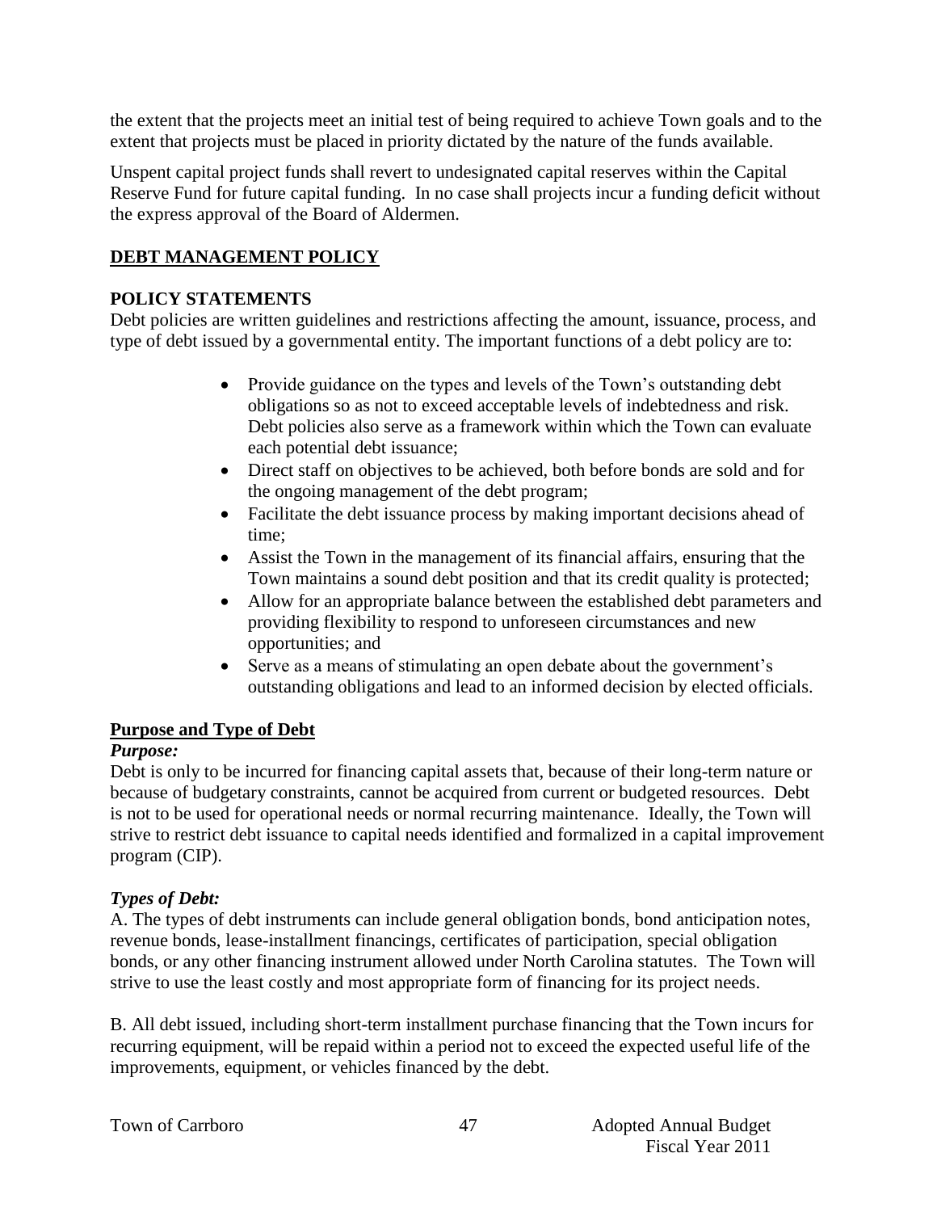the extent that the projects meet an initial test of being required to achieve Town goals and to the extent that projects must be placed in priority dictated by the nature of the funds available.

Unspent capital project funds shall revert to undesignated capital reserves within the Capital Reserve Fund for future capital funding. In no case shall projects incur a funding deficit without the express approval of the Board of Aldermen.

## DEBT MANAGEMENT POLICY

### POLICY STATEMENTS

Debt policies are written guidelines and restrictions affecting the amount, issuance, process, and type of debt issued by a governmental entity. The important functions of a debt policy are to:

- Provide guidance on the types and levels of the Town's outstanding debt obligations so as not to exceed acceptable levels of indebtedness and risk. Debt policies also serve as a framework within which the Town can evaluate each potential debt issuance;
- Direct staff on objectives to be achieved, both before bonds are sold and for the ongoing management of the debt program;
- Facilitate the debt issuance process by making important decisions ahead of time;
- Assist the Town in the management of its financial affairs, ensuring that the Town maintains a sound debt position and that its credit quality is protected;
- Allow for an appropriate balance between the established debt parameters and providing flexibility to respond to unforeseen circumstances and new opportunities; and
- Serve as a means of stimulating an open debate about the government's outstanding obligations and lead to an informed decision by elected officials.

### Purpose and Type of Debt

***Purpose:***

Debt is only to be incurred for financing capital assets that, because of their long-term nature or because of budgetary constraints, cannot be acquired from current or budgeted resources. Debt is not to be used for operational needs or normal recurring maintenance. Ideally, the Town will strive to restrict debt issuance to capital needs identified and formalized in a capital improvement program (CIP).

***Types of Debt:***

A. The types of debt instruments can include general obligation bonds, bond anticipation notes, revenue bonds, lease-installment financings, certificates of participation, special obligation bonds, or any other financing instrument allowed under North Carolina statutes. The Town will strive to use the least costly and most appropriate form of financing for its project needs.

B. All debt issued, including short-term installment purchase financing that the Town incurs for recurring equipment, will be repaid within a period not to exceed the expected useful life of the improvements, equipment, or vehicles financed by the debt.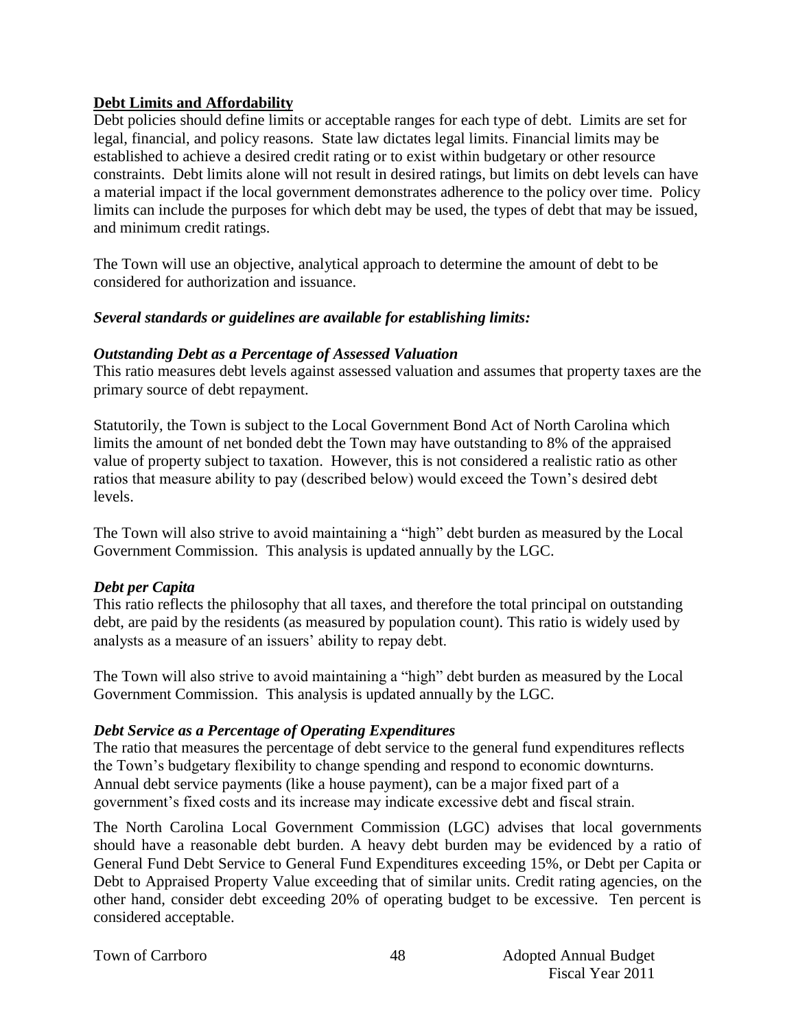## Debt Limits and Affordability

Debt policies should define limits or acceptable ranges for each type of debt. Limits are set for legal, financial, and policy reasons. State law dictates legal limits. Financial limits may be established to achieve a desired credit rating or to exist within budgetary or other resource constraints. Debt limits alone will not result in desired ratings, but limits on debt levels can have a material impact if the local government demonstrates adherence to the policy over time. Policy limits can include the purposes for which debt may be used, the types of debt that may be issued, and minimum credit ratings.

The Town will use an objective, analytical approach to determine the amount of debt to be considered for authorization and issuance.

***Several standards or guidelines are available for establishing limits:***

***Outstanding Debt as a Percentage of Assessed Valuation***

This ratio measures debt levels against assessed valuation and assumes that property taxes are the primary source of debt repayment.

Statutorily, the Town is subject to the Local Government Bond Act of North Carolina which limits the amount of net bonded debt the Town may have outstanding to 8% of the appraised value of property subject to taxation. However, this is not considered a realistic ratio as other ratios that measure ability to pay (described below) would exceed the Town's desired debt levels.

The Town will also strive to avoid maintaining a "high" debt burden as measured by the Local Government Commission. This analysis is updated annually by the LGC.

***Debt per Capita***

This ratio reflects the philosophy that all taxes, and therefore the total principal on outstanding debt, are paid by the residents (as measured by population count). This ratio is widely used by analysts as a measure of an issuers' ability to repay debt.

The Town will also strive to avoid maintaining a "high" debt burden as measured by the Local Government Commission. This analysis is updated annually by the LGC.

***Debt Service as a Percentage of Operating Expenditures***

The ratio that measures the percentage of debt service to the general fund expenditures reflects the Town's budgetary flexibility to change spending and respond to economic downturns. Annual debt service payments (like a house payment), can be a major fixed part of a government's fixed costs and its increase may indicate excessive debt and fiscal strain.

The North Carolina Local Government Commission (LGC) advises that local governments should have a reasonable debt burden. A heavy debt burden may be evidenced by a ratio of General Fund Debt Service to General Fund Expenditures exceeding 15%, or Debt per Capita or Debt to Appraised Property Value exceeding that of similar units. Credit rating agencies, on the other hand, consider debt exceeding 20% of operating budget to be excessive. Ten percent is considered acceptable.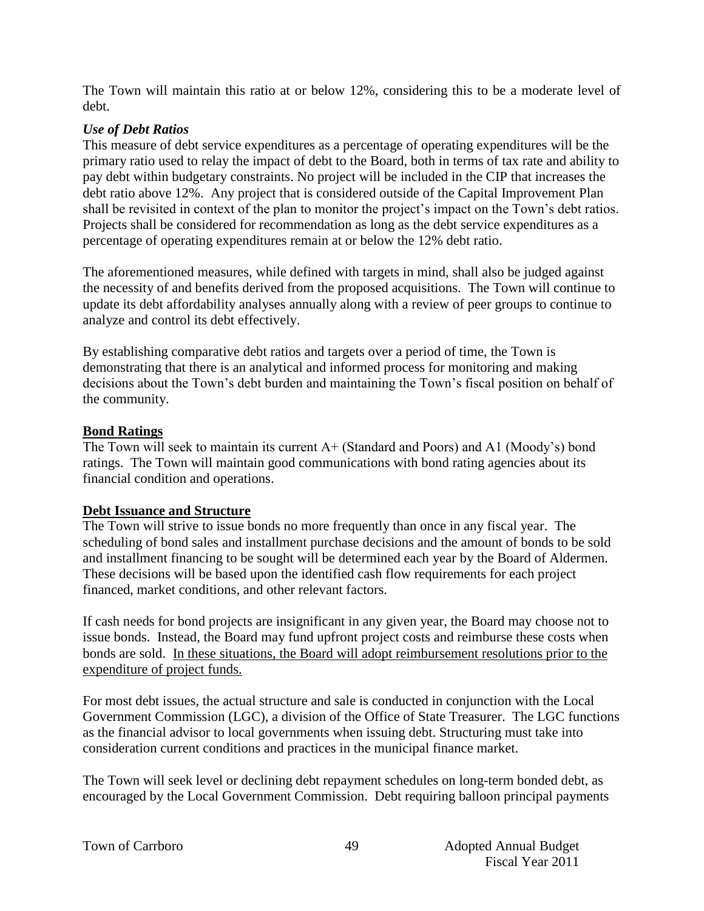The Town will maintain this ratio at or below 12%, considering this to be a moderate level of debt.

### *Use of Debt Ratios*

This measure of debt service expenditures as a percentage of operating expenditures will be the primary ratio used to relay the impact of debt to the Board, both in terms of tax rate and ability to pay debt within budgetary constraints. No project will be included in the CIP that increases the debt ratio above 12%. Any project that is considered outside of the Capital Improvement Plan shall be revisited in context of the plan to monitor the project's impact on the Town's debt ratios. Projects shall be considered for recommendation as long as the debt service expenditures as a percentage of operating expenditures remain at or below the 12% debt ratio.

The aforementioned measures, while defined with targets in mind, shall also be judged against the necessity of and benefits derived from the proposed acquisitions. The Town will continue to update its debt affordability analyses annually along with a review of peer groups to continue to analyze and control its debt effectively.

By establishing comparative debt ratios and targets over a period of time, the Town is demonstrating that there is an analytical and informed process for monitoring and making decisions about the Town's debt burden and maintaining the Town's fiscal position on behalf of the community.

## Bond Ratings

The Town will seek to maintain its current A+ (Standard and Poors) and A1 (Moody's) bond ratings. The Town will maintain good communications with bond rating agencies about its financial condition and operations.

## Debt Issuance and Structure

The Town will strive to issue bonds no more frequently than once in any fiscal year. The scheduling of bond sales and installment purchase decisions and the amount of bonds to be sold and installment financing to be sought will be determined each year by the Board of Aldermen. These decisions will be based upon the identified cash flow requirements for each project financed, market conditions, and other relevant factors.

If cash needs for bond projects are insignificant in any given year, the Board may choose not to issue bonds. Instead, the Board may fund upfront project costs and reimburse these costs when bonds are sold. In these situations, the Board will adopt reimbursement resolutions prior to the expenditure of project funds.

For most debt issues, the actual structure and sale is conducted in conjunction with the Local Government Commission (LGC), a division of the Office of State Treasurer. The LGC functions as the financial advisor to local governments when issuing debt. Structuring must take into consideration current conditions and practices in the municipal finance market.

The Town will seek level or declining debt repayment schedules on long-term bonded debt, as encouraged by the Local Government Commission. Debt requiring balloon principal payments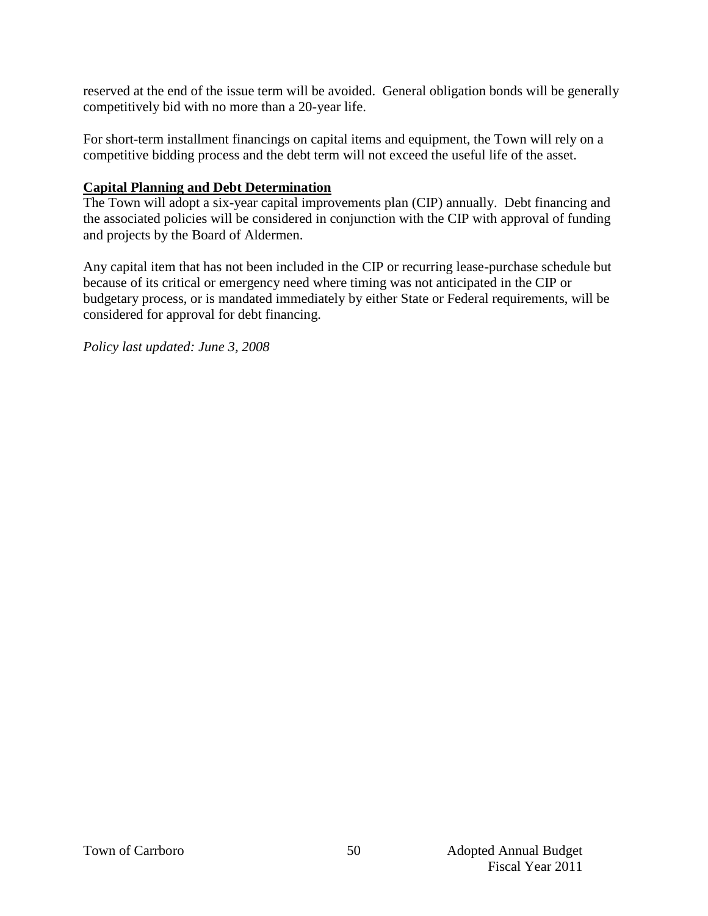reserved at the end of the issue term will be avoided. General obligation bonds will be generally competitively bid with no more than a 20-year life.

For short-term installment financings on capital items and equipment, the Town will rely on a competitive bidding process and the debt term will not exceed the useful life of the asset.

**Capital Planning and Debt Determination**

The Town will adopt a six-year capital improvements plan (CIP) annually. Debt financing and the associated policies will be considered in conjunction with the CIP with approval of funding and projects by the Board of Aldermen.

Any capital item that has not been included in the CIP or recurring lease-purchase schedule but because of its critical or emergency need where timing was not anticipated in the CIP or budgetary process, or is mandated immediately by either State or Federal requirements, will be considered for approval for debt financing.

*Policy last updated: June 3, 2008*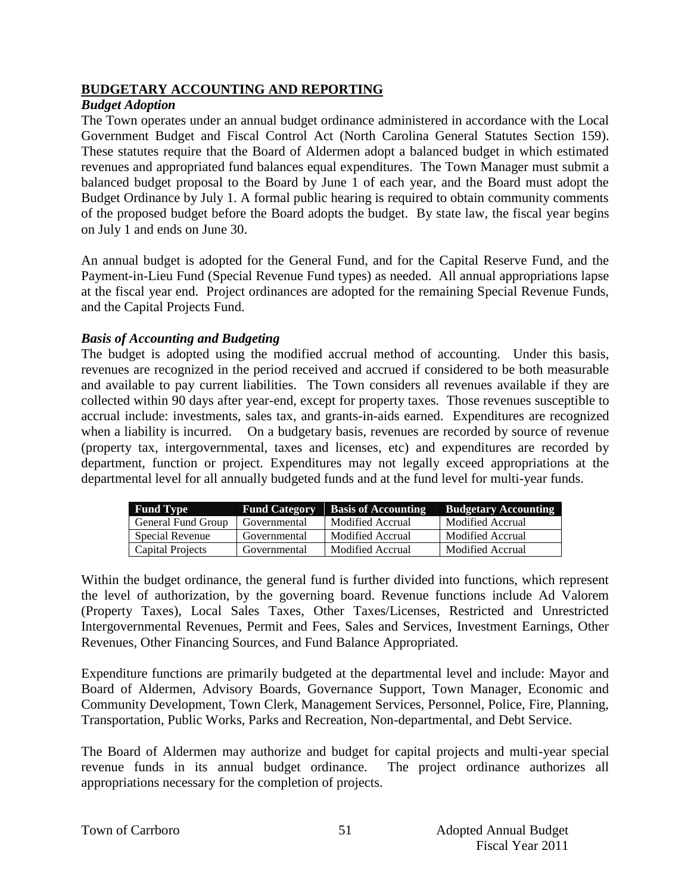## BUDGETARY ACCOUNTING AND REPORTING

### *Budget Adoption*

The Town operates under an annual budget ordinance administered in accordance with the Local Government Budget and Fiscal Control Act (North Carolina General Statutes Section 159). These statutes require that the Board of Aldermen adopt a balanced budget in which estimated revenues and appropriated fund balances equal expenditures. The Town Manager must submit a balanced budget proposal to the Board by June 1 of each year, and the Board must adopt the Budget Ordinance by July 1. A formal public hearing is required to obtain community comments of the proposed budget before the Board adopts the budget. By state law, the fiscal year begins on July 1 and ends on June 30.

An annual budget is adopted for the General Fund, and for the Capital Reserve Fund, and the Payment-in-Lieu Fund (Special Revenue Fund types) as needed. All annual appropriations lapse at the fiscal year end. Project ordinances are adopted for the remaining Special Revenue Funds, and the Capital Projects Fund.

### *Basis of Accounting and Budgeting*

The budget is adopted using the modified accrual method of accounting. Under this basis, revenues are recognized in the period received and accrued if considered to be both measurable and available to pay current liabilities. The Town considers all revenues available if they are collected within 90 days after year-end, except for property taxes. Those revenues susceptible to accrual include: investments, sales tax, and grants-in-aids earned. Expenditures are recognized when a liability is incurred. On a budgetary basis, revenues are recorded by source of revenue (property tax, intergovernmental, taxes and licenses, etc) and expenditures are recorded by department, function or project. Expenditures may not legally exceed appropriations at the departmental level for all annually budgeted funds and at the fund level for multi-year funds.

| Fund Type | Fund Category | Basis of Accounting | Budgetary Accounting |
|---|---|---|---|
| General Fund Group | Governmental | Modified Accrual | Modified Accrual |
| Special Revenue | Governmental | Modified Accrual | Modified Accrual |
| Capital Projects | Governmental | Modified Accrual | Modified Accrual |

Within the budget ordinance, the general fund is further divided into functions, which represent the level of authorization, by the governing board. Revenue functions include Ad Valorem (Property Taxes), Local Sales Taxes, Other Taxes/Licenses, Restricted and Unrestricted Intergovernmental Revenues, Permit and Fees, Sales and Services, Investment Earnings, Other Revenues, Other Financing Sources, and Fund Balance Appropriated.

Expenditure functions are primarily budgeted at the departmental level and include: Mayor and Board of Aldermen, Advisory Boards, Governance Support, Town Manager, Economic and Community Development, Town Clerk, Management Services, Personnel, Police, Fire, Planning, Transportation, Public Works, Parks and Recreation, Non-departmental, and Debt Service.

The Board of Aldermen may authorize and budget for capital projects and multi-year special revenue funds in its annual budget ordinance. The project ordinance authorizes all appropriations necessary for the completion of projects.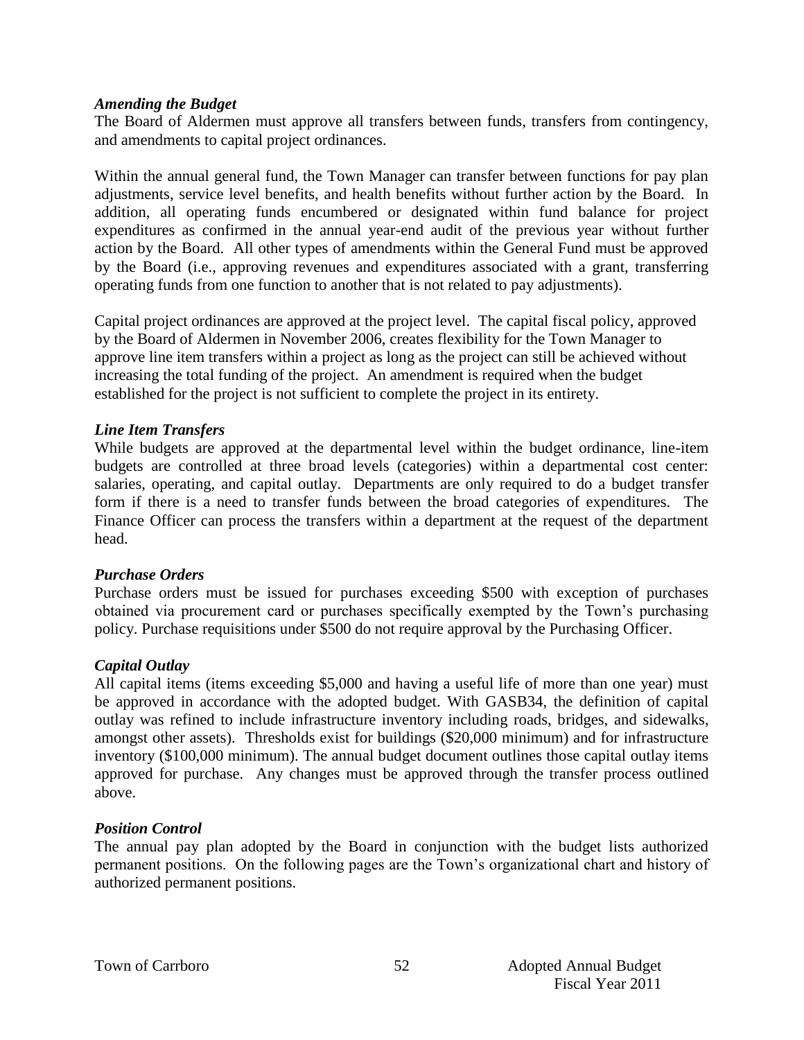### *Amending the Budget*

The Board of Aldermen must approve all transfers between funds, transfers from contingency, and amendments to capital project ordinances.

Within the annual general fund, the Town Manager can transfer between functions for pay plan adjustments, service level benefits, and health benefits without further action by the Board. In addition, all operating funds encumbered or designated within fund balance for project expenditures as confirmed in the annual year-end audit of the previous year without further action by the Board. All other types of amendments within the General Fund must be approved by the Board (i.e., approving revenues and expenditures associated with a grant, transferring operating funds from one function to another that is not related to pay adjustments).

Capital project ordinances are approved at the project level. The capital fiscal policy, approved by the Board of Aldermen in November 2006, creates flexibility for the Town Manager to approve line item transfers within a project as long as the project can still be achieved without increasing the total funding of the project. An amendment is required when the budget established for the project is not sufficient to complete the project in its entirety.

### *Line Item Transfers*

While budgets are approved at the departmental level within the budget ordinance, line-item budgets are controlled at three broad levels (categories) within a departmental cost center: salaries, operating, and capital outlay. Departments are only required to do a budget transfer form if there is a need to transfer funds between the broad categories of expenditures. The Finance Officer can process the transfers within a department at the request of the department head.

### *Purchase Orders*

Purchase orders must be issued for purchases exceeding $500 with exception of purchases obtained via procurement card or purchases specifically exempted by the Town's purchasing policy. Purchase requisitions under $500 do not require approval by the Purchasing Officer.

### *Capital Outlay*

All capital items (items exceeding $5,000 and having a useful life of more than one year) must be approved in accordance with the adopted budget. With GASB34, the definition of capital outlay was refined to include infrastructure inventory including roads, bridges, and sidewalks, amongst other assets). Thresholds exist for buildings ($20,000 minimum) and for infrastructure inventory ($100,000 minimum). The annual budget document outlines those capital outlay items approved for purchase. Any changes must be approved through the transfer process outlined above.

### *Position Control*

The annual pay plan adopted by the Board in conjunction with the budget lists authorized permanent positions. On the following pages are the Town's organizational chart and history of authorized permanent positions.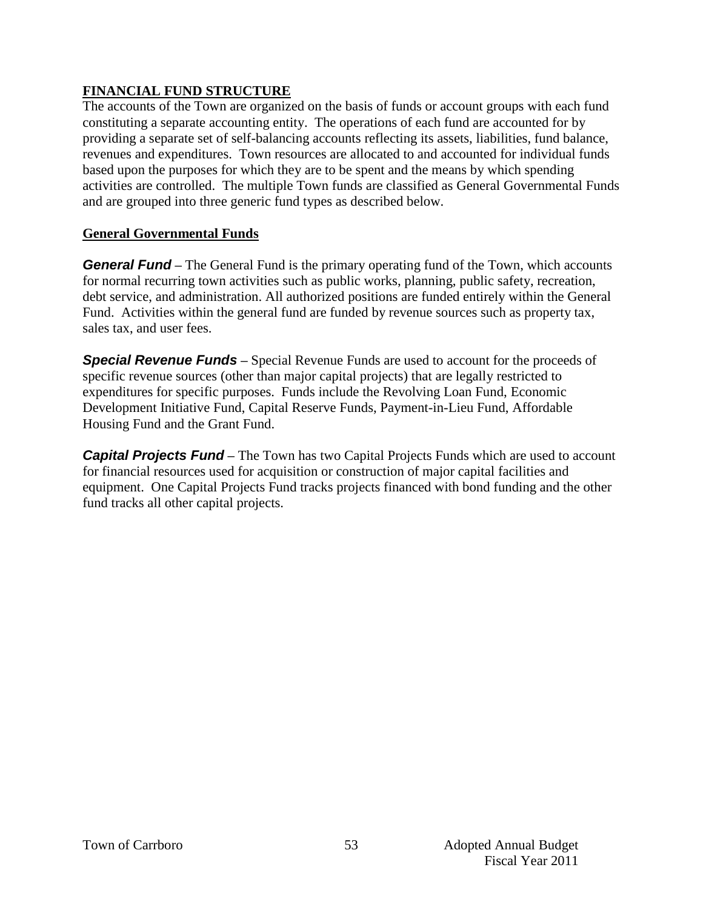## FINANCIAL FUND STRUCTURE

The accounts of the Town are organized on the basis of funds or account groups with each fund constituting a separate accounting entity. The operations of each fund are accounted for by providing a separate set of self-balancing accounts reflecting its assets, liabilities, fund balance, revenues and expenditures. Town resources are allocated to and accounted for individual funds based upon the purposes for which they are to be spent and the means by which spending activities are controlled. The multiple Town funds are classified as General Governmental Funds and are grouped into three generic fund types as described below.

### General Governmental Funds

***General Fund*** – The General Fund is the primary operating fund of the Town, which accounts for normal recurring town activities such as public works, planning, public safety, recreation, debt service, and administration. All authorized positions are funded entirely within the General Fund. Activities within the general fund are funded by revenue sources such as property tax, sales tax, and user fees.

***Special Revenue Funds*** – Special Revenue Funds are used to account for the proceeds of specific revenue sources (other than major capital projects) that are legally restricted to expenditures for specific purposes. Funds include the Revolving Loan Fund, Economic Development Initiative Fund, Capital Reserve Funds, Payment-in-Lieu Fund, Affordable Housing Fund and the Grant Fund.

***Capital Projects Fund*** – The Town has two Capital Projects Funds which are used to account for financial resources used for acquisition or construction of major capital facilities and equipment. One Capital Projects Fund tracks projects financed with bond funding and the other fund tracks all other capital projects.